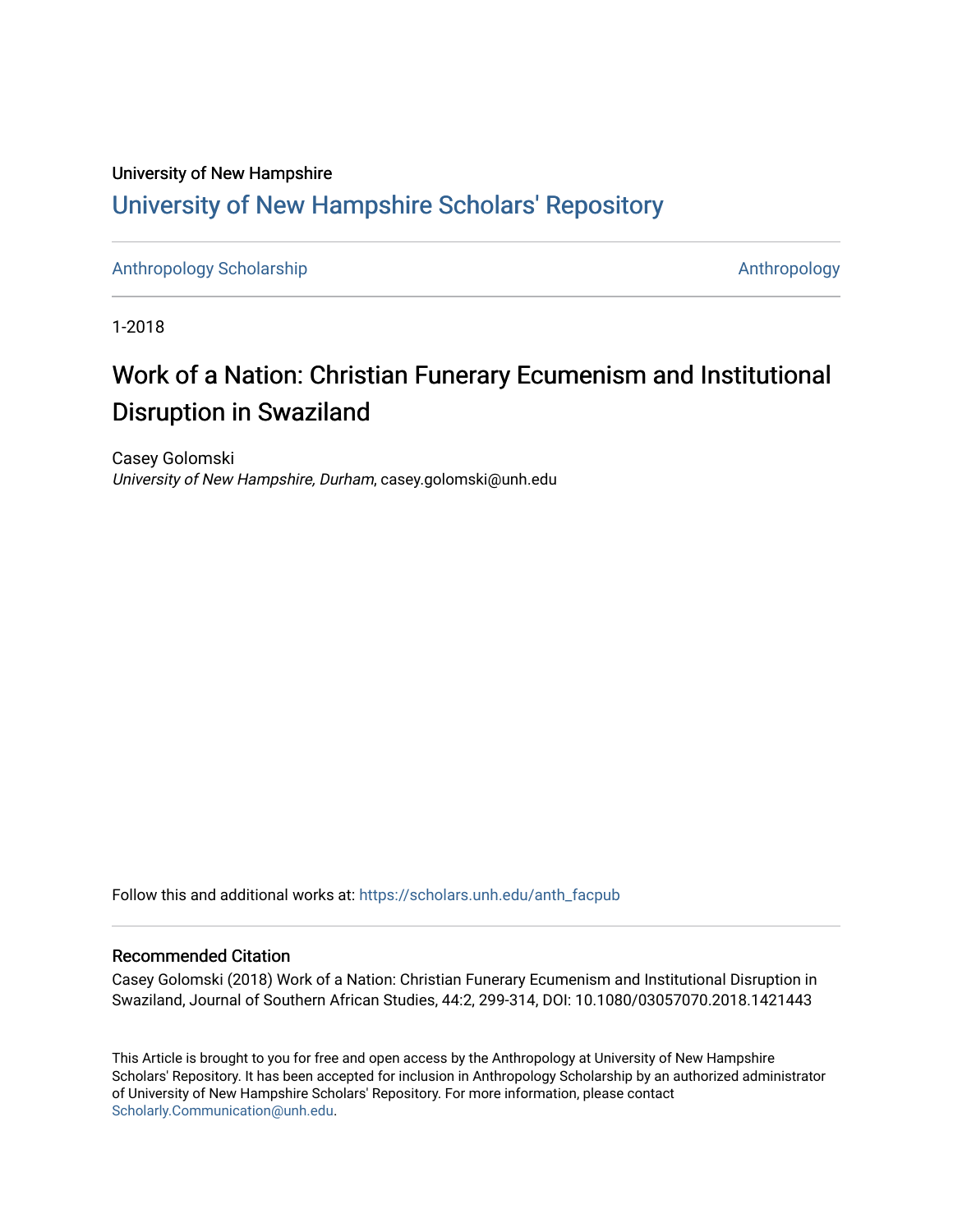University of New Hampshire

# University of New Hampshire Scholars' Repository

Anthropology Scholarship | Anthropology

1-2018

# Work of a Nation: Christian Funerary Ecumenism and Institutional Disruption in Swaziland

Casey Golomski
*University of New Hampshire, Durham*, casey.golomski@unh.edu

Follow this and additional works at: https://scholars.unh.edu/anth_facpub

## Recommended Citation

Casey Golomski (2018) Work of a Nation: Christian Funerary Ecumenism and Institutional Disruption in Swaziland, Journal of Southern African Studies, 44:2, 299-314, DOI: 10.1080/03057070.2018.1421443

This Article is brought to you for free and open access by the Anthropology at University of New Hampshire Scholars' Repository. It has been accepted for inclusion in Anthropology Scholarship by an authorized administrator of University of New Hampshire Scholars' Repository. For more information, please contact Scholarly.Communication@unh.edu.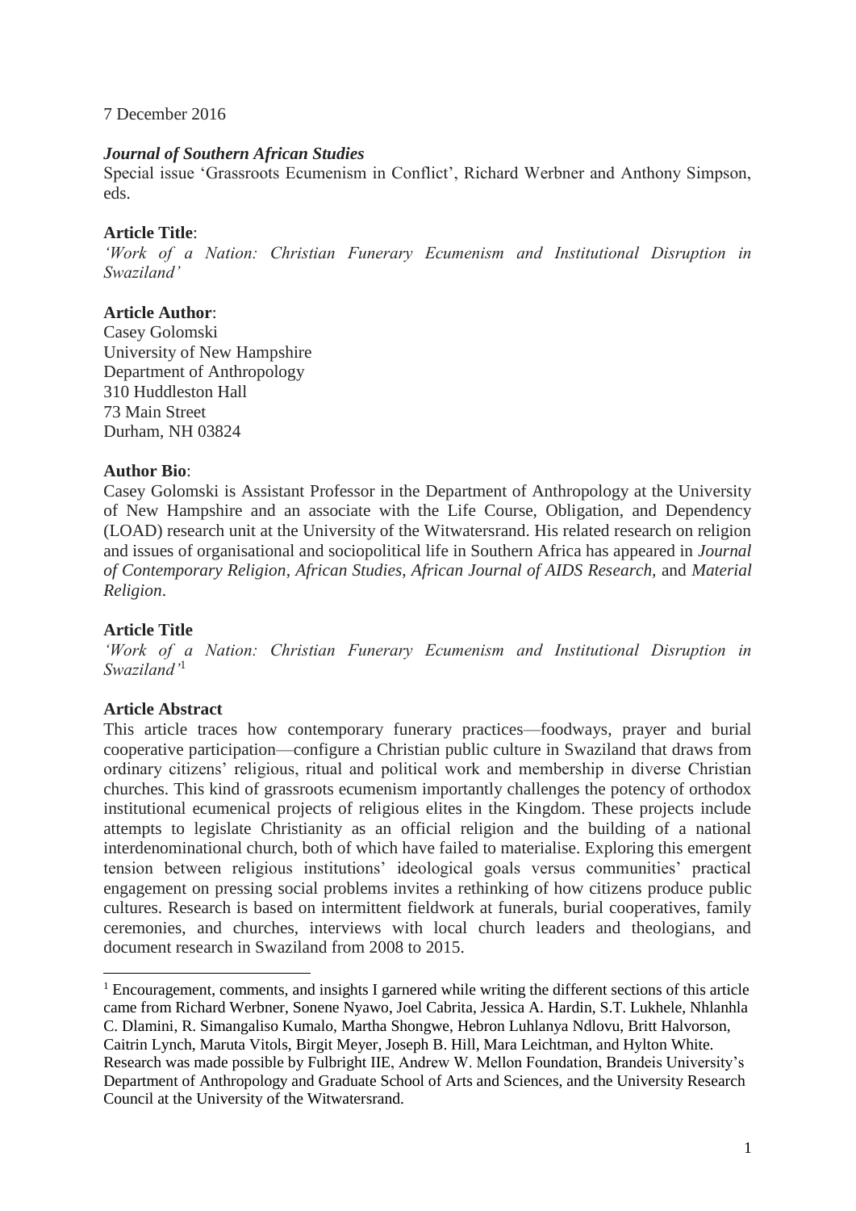7 December 2016

***Journal of Southern African Studies***

Special issue 'Grassroots Ecumenism in Conflict', Richard Werbner and Anthony Simpson, eds.

**Article Title**:

*'Work of a Nation: Christian Funerary Ecumenism and Institutional Disruption in Swaziland'*

**Article Author**:

Casey Golomski
University of New Hampshire
Department of Anthropology
310 Huddleston Hall
73 Main Street
Durham, NH 03824

**Author Bio**:

Casey Golomski is Assistant Professor in the Department of Anthropology at the University of New Hampshire and an associate with the Life Course, Obligation, and Dependency (LOAD) research unit at the University of the Witwatersrand. His related research on religion and issues of organisational and sociopolitical life in Southern Africa has appeared in *Journal of Contemporary Religion*, *African Studies*, *African Journal of AIDS Research*, and *Material Religion*.

**Article Title**

*'Work of a Nation: Christian Funerary Ecumenism and Institutional Disruption in Swaziland'*[1]

**Article Abstract**

This article traces how contemporary funerary practices—foodways, prayer and burial cooperative participation—configure a Christian public culture in Swaziland that draws from ordinary citizens' religious, ritual and political work and membership in diverse Christian churches. This kind of grassroots ecumenism importantly challenges the potency of orthodox institutional ecumenical projects of religious elites in the Kingdom. These projects include attempts to legislate Christianity as an official religion and the building of a national interdenominational church, both of which have failed to materialise. Exploring this emergent tension between religious institutions' ideological goals versus communities' practical engagement on pressing social problems invites a rethinking of how citizens produce public cultures. Research is based on intermittent fieldwork at funerals, burial cooperatives, family ceremonies, and churches, interviews with local church leaders and theologians, and document research in Swaziland from 2008 to 2015.

[1] Encouragement, comments, and insights I garnered while writing the different sections of this article came from Richard Werbner, Sonene Nyawo, Joel Cabrita, Jessica A. Hardin, S.T. Lukhele, Nhlanhla C. Dlamini, R. Simangaliso Kumalo, Martha Shongwe, Hebron Luhlanya Ndlovu, Britt Halvorson, Caitrin Lynch, Maruta Vitols, Birgit Meyer, Joseph B. Hill, Mara Leichtman, and Hylton White. Research was made possible by Fulbright IIE, Andrew W. Mellon Foundation, Brandeis University's Department of Anthropology and Graduate School of Arts and Sciences, and the University Research Council at the University of the Witwatersrand.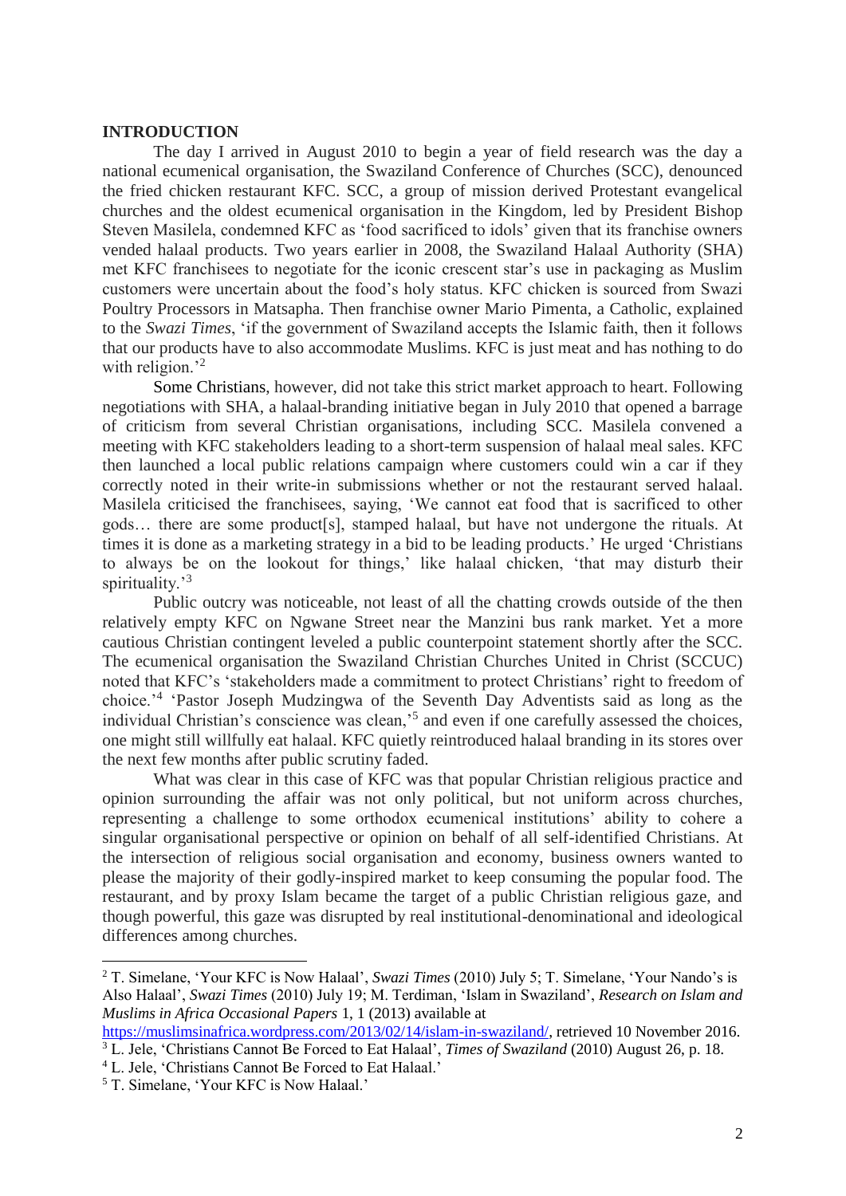**INTRODUCTION**

The day I arrived in August 2010 to begin a year of field research was the day a national ecumenical organisation, the Swaziland Conference of Churches (SCC), denounced the fried chicken restaurant KFC. SCC, a group of mission derived Protestant evangelical churches and the oldest ecumenical organisation in the Kingdom, led by President Bishop Steven Masilela, condemned KFC as 'food sacrificed to idols' given that its franchise owners vended halaal products. Two years earlier in 2008, the Swaziland Halaal Authority (SHA) met KFC franchisees to negotiate for the iconic crescent star's use in packaging as Muslim customers were uncertain about the food's holy status. KFC chicken is sourced from Swazi Poultry Processors in Matsapha. Then franchise owner Mario Pimenta, a Catholic, explained to the *Swazi Times*, 'if the government of Swaziland accepts the Islamic faith, then it follows that our products have to also accommodate Muslims. KFC is just meat and has nothing to do with religion.'[2]

Some Christians, however, did not take this strict market approach to heart. Following negotiations with SHA, a halaal-branding initiative began in July 2010 that opened a barrage of criticism from several Christian organisations, including SCC. Masilela convened a meeting with KFC stakeholders leading to a short-term suspension of halaal meal sales. KFC then launched a local public relations campaign where customers could win a car if they correctly noted in their write-in submissions whether or not the restaurant served halaal. Masilela criticised the franchisees, saying, 'We cannot eat food that is sacrificed to other gods… there are some product[s], stamped halaal, but have not undergone the rituals. At times it is done as a marketing strategy in a bid to be leading products.' He urged 'Christians to always be on the lookout for things,' like halaal chicken, 'that may disturb their spirituality.'[3]

Public outcry was noticeable, not least of all the chatting crowds outside of the then relatively empty KFC on Ngwane Street near the Manzini bus rank market. Yet a more cautious Christian contingent leveled a public counterpoint statement shortly after the SCC. The ecumenical organisation the Swaziland Christian Churches United in Christ (SCCUC) noted that KFC's 'stakeholders made a commitment to protect Christians' right to freedom of choice.'[4] 'Pastor Joseph Mudzingwa of the Seventh Day Adventists said as long as the individual Christian's conscience was clean,'[5] and even if one carefully assessed the choices, one might still willfully eat halaal. KFC quietly reintroduced halaal branding in its stores over the next few months after public scrutiny faded.

What was clear in this case of KFC was that popular Christian religious practice and opinion surrounding the affair was not only political, but not uniform across churches, representing a challenge to some orthodox ecumenical institutions' ability to cohere a singular organisational perspective or opinion on behalf of all self-identified Christians. At the intersection of religious social organisation and economy, business owners wanted to please the majority of their godly-inspired market to keep consuming the popular food. The restaurant, and by proxy Islam became the target of a public Christian religious gaze, and though powerful, this gaze was disrupted by real institutional-denominational and ideological differences among churches.

---

[2] T. Simelane, 'Your KFC is Now Halaal', *Swazi Times* (2010) July 5; T. Simelane, 'Your Nando's is Also Halaal', *Swazi Times* (2010) July 19; M. Terdiman, 'Islam in Swaziland', *Research on Islam and Muslims in Africa Occasional Papers* 1, 1 (2013) available at https://muslimsinafrica.wordpress.com/2013/02/14/islam-in-swaziland/, retrieved 10 November 2016.

[3] L. Jele, 'Christians Cannot Be Forced to Eat Halaal', *Times of Swaziland* (2010) August 26, p. 18.

[4] L. Jele, 'Christians Cannot Be Forced to Eat Halaal.'

[5] T. Simelane, 'Your KFC is Now Halaal.'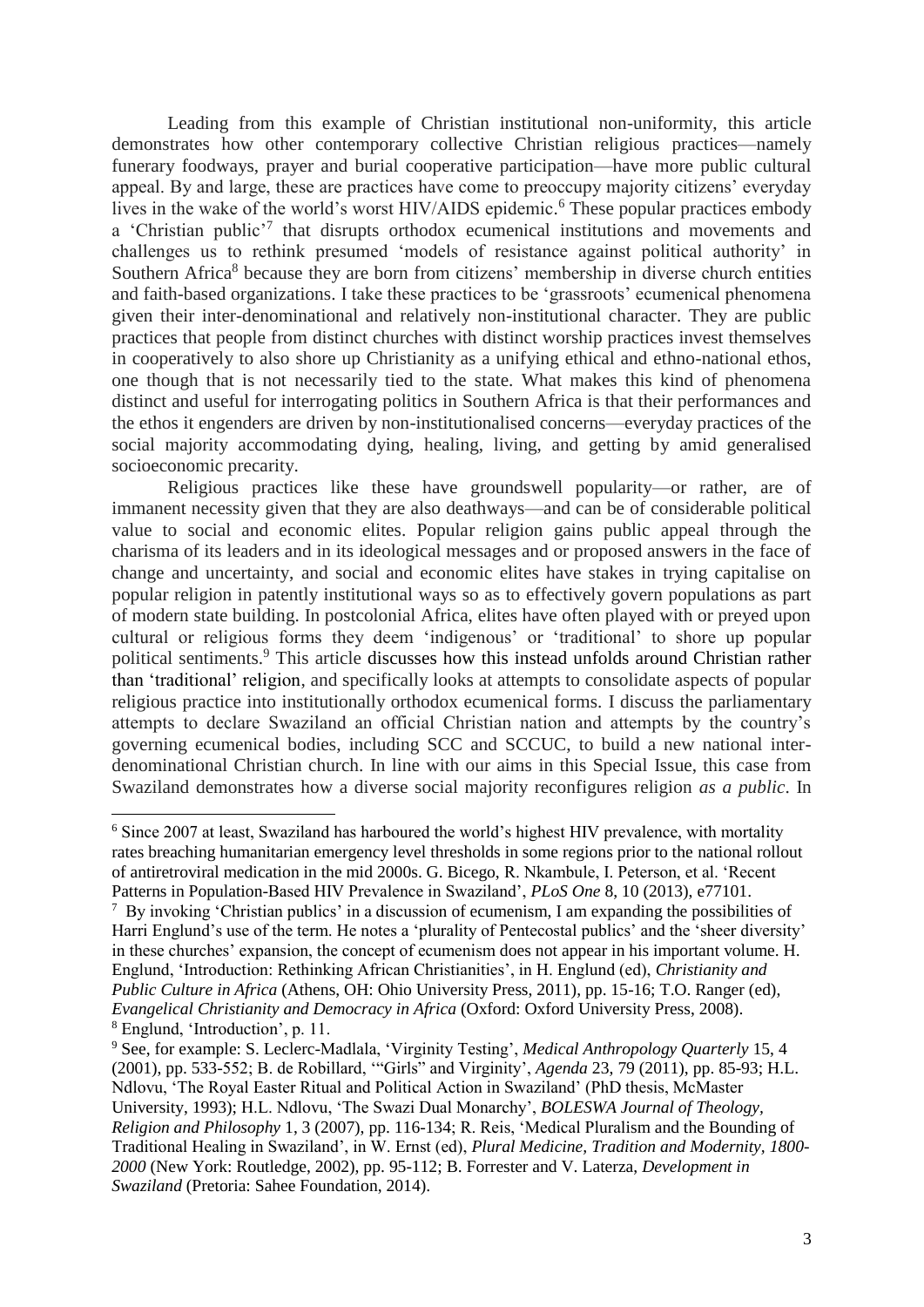Leading from this example of Christian institutional non-uniformity, this article demonstrates how other contemporary collective Christian religious practices—namely funerary foodways, prayer and burial cooperative participation—have more public cultural appeal. By and large, these are practices have come to preoccupy majority citizens' everyday lives in the wake of the world's worst HIV/AIDS epidemic.[6] These popular practices embody a 'Christian public'[7] that disrupts orthodox ecumenical institutions and movements and challenges us to rethink presumed 'models of resistance against political authority' in Southern Africa[8] because they are born from citizens' membership in diverse church entities and faith-based organizations. I take these practices to be 'grassroots' ecumenical phenomena given their inter-denominational and relatively non-institutional character. They are public practices that people from distinct churches with distinct worship practices invest themselves in cooperatively to also shore up Christianity as a unifying ethical and ethno-national ethos, one though that is not necessarily tied to the state. What makes this kind of phenomena distinct and useful for interrogating politics in Southern Africa is that their performances and the ethos it engenders are driven by non-institutionalised concerns—everyday practices of the social majority accommodating dying, healing, living, and getting by amid generalised socioeconomic precarity.

Religious practices like these have groundswell popularity—or rather, are of immanent necessity given that they are also deathways—and can be of considerable political value to social and economic elites. Popular religion gains public appeal through the charisma of its leaders and in its ideological messages and or proposed answers in the face of change and uncertainty, and social and economic elites have stakes in trying capitalise on popular religion in patently institutional ways so as to effectively govern populations as part of modern state building. In postcolonial Africa, elites have often played with or preyed upon cultural or religious forms they deem 'indigenous' or 'traditional' to shore up popular political sentiments.[9] This article discusses how this instead unfolds around Christian rather than 'traditional' religion, and specifically looks at attempts to consolidate aspects of popular religious practice into institutionally orthodox ecumenical forms. I discuss the parliamentary attempts to declare Swaziland an official Christian nation and attempts by the country's governing ecumenical bodies, including SCC and SCCUC, to build a new national inter-denominational Christian church. In line with our aims in this Special Issue, this case from Swaziland demonstrates how a diverse social majority reconfigures religion *as a public*. In

---

[6] Since 2007 at least, Swaziland has harboured the world's highest HIV prevalence, with mortality rates breaching humanitarian emergency level thresholds in some regions prior to the national rollout of antiretroviral medication in the mid 2000s. G. Bicego, R. Nkambule, I. Peterson, et al. 'Recent Patterns in Population-Based HIV Prevalence in Swaziland', *PLoS One* 8, 10 (2013), e77101.

[7] By invoking 'Christian publics' in a discussion of ecumenism, I am expanding the possibilities of Harri Englund's use of the term. He notes a 'plurality of Pentecostal publics' and the 'sheer diversity' in these churches' expansion, the concept of ecumenism does not appear in his important volume. H. Englund, 'Introduction: Rethinking African Christianities', in H. Englund (ed), *Christianity and Public Culture in Africa* (Athens, OH: Ohio University Press, 2011), pp. 15-16; T.O. Ranger (ed), *Evangelical Christianity and Democracy in Africa* (Oxford: Oxford University Press, 2008).

[8] Englund, 'Introduction', p. 11.

[9] See, for example: S. Leclerc-Madlala, 'Virginity Testing', *Medical Anthropology Quarterly* 15, 4 (2001), pp. 533-552; B. de Robillard, '"Girls" and Virginity', *Agenda* 23, 79 (2011), pp. 85-93; H.L. Ndlovu, 'The Royal Easter Ritual and Political Action in Swaziland' (PhD thesis, McMaster University, 1993); H.L. Ndlovu, 'The Swazi Dual Monarchy', *BOLESWA Journal of Theology, Religion and Philosophy* 1, 3 (2007), pp. 116-134; R. Reis, 'Medical Pluralism and the Bounding of Traditional Healing in Swaziland', in W. Ernst (ed), *Plural Medicine, Tradition and Modernity, 1800-2000* (New York: Routledge, 2002), pp. 95-112; B. Forrester and V. Laterza, *Development in Swaziland* (Pretoria: Sahee Foundation, 2014).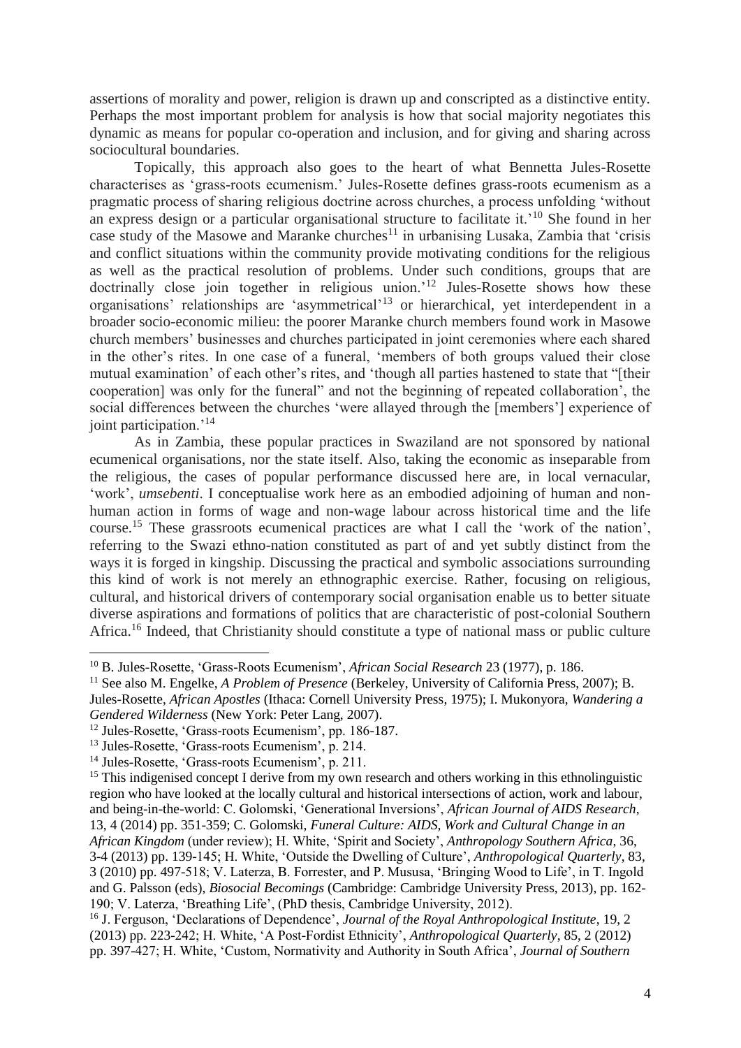assertions of morality and power, religion is drawn up and conscripted as a distinctive entity. Perhaps the most important problem for analysis is how that social majority negotiates this dynamic as means for popular co-operation and inclusion, and for giving and sharing across sociocultural boundaries.

Topically, this approach also goes to the heart of what Bennetta Jules-Rosette characterises as 'grass-roots ecumenism.' Jules-Rosette defines grass-roots ecumenism as a pragmatic process of sharing religious doctrine across churches, a process unfolding 'without an express design or a particular organisational structure to facilitate it.'[10] She found in her case study of the Masowe and Maranke churches[11] in urbanising Lusaka, Zambia that 'crisis and conflict situations within the community provide motivating conditions for the religious as well as the practical resolution of problems. Under such conditions, groups that are doctrinally close join together in religious union.'[12] Jules-Rosette shows how these organisations' relationships are 'asymmetrical'[13] or hierarchical, yet interdependent in a broader socio-economic milieu: the poorer Maranke church members found work in Masowe church members' businesses and churches participated in joint ceremonies where each shared in the other's rites. In one case of a funeral, 'members of both groups valued their close mutual examination' of each other's rites, and 'though all parties hastened to state that "[their cooperation] was only for the funeral" and not the beginning of repeated collaboration', the social differences between the churches 'were allayed through the [members'] experience of joint participation.'[14]

As in Zambia, these popular practices in Swaziland are not sponsored by national ecumenical organisations, nor the state itself. Also, taking the economic as inseparable from the religious, the cases of popular performance discussed here are, in local vernacular, 'work', *umsebenti*. I conceptualise work here as an embodied adjoining of human and non-human action in forms of wage and non-wage labour across historical time and the life course.[15] These grassroots ecumenical practices are what I call the 'work of the nation', referring to the Swazi ethno-nation constituted as part of and yet subtly distinct from the ways it is forged in kingship. Discussing the practical and symbolic associations surrounding this kind of work is not merely an ethnographic exercise. Rather, focusing on religious, cultural, and historical drivers of contemporary social organisation enable us to better situate diverse aspirations and formations of politics that are characteristic of post-colonial Southern Africa.[16] Indeed, that Christianity should constitute a type of national mass or public culture

---

[10] B. Jules-Rosette, 'Grass-Roots Ecumenism', *African Social Research* 23 (1977), p. 186.

[11] See also M. Engelke, *A Problem of Presence* (Berkeley, University of California Press, 2007); B. Jules-Rosette, *African Apostles* (Ithaca: Cornell University Press, 1975); I. Mukonyora, *Wandering a Gendered Wilderness* (New York: Peter Lang, 2007).

[12] Jules-Rosette, 'Grass-roots Ecumenism', pp. 186-187.

[13] Jules-Rosette, 'Grass-roots Ecumenism', p. 214.

[14] Jules-Rosette, 'Grass-roots Ecumenism', p. 211.

[15] This indigenised concept I derive from my own research and others working in this ethnolinguistic region who have looked at the locally cultural and historical intersections of action, work and labour, and being-in-the-world: C. Golomski, 'Generational Inversions', *African Journal of AIDS Research*, 13, 4 (2014) pp. 351-359; C. Golomski, *Funeral Culture: AIDS, Work and Cultural Change in an African Kingdom* (under review); H. White, 'Spirit and Society', *Anthropology Southern Africa*, 36, 3-4 (2013) pp. 139-145; H. White, 'Outside the Dwelling of Culture', *Anthropological Quarterly*, 83, 3 (2010) pp. 497-518; V. Laterza, B. Forrester, and P. Mususa, 'Bringing Wood to Life', in T. Ingold and G. Palsson (eds), *Biosocial Becomings* (Cambridge: Cambridge University Press, 2013), pp. 162-190; V. Laterza, 'Breathing Life', (PhD thesis, Cambridge University, 2012).

[16] J. Ferguson, 'Declarations of Dependence', *Journal of the Royal Anthropological Institute*, 19, 2 (2013) pp. 223-242; H. White, 'A Post-Fordist Ethnicity', *Anthropological Quarterly*, 85, 2 (2012) pp. 397-427; H. White, 'Custom, Normativity and Authority in South Africa', *Journal of Southern*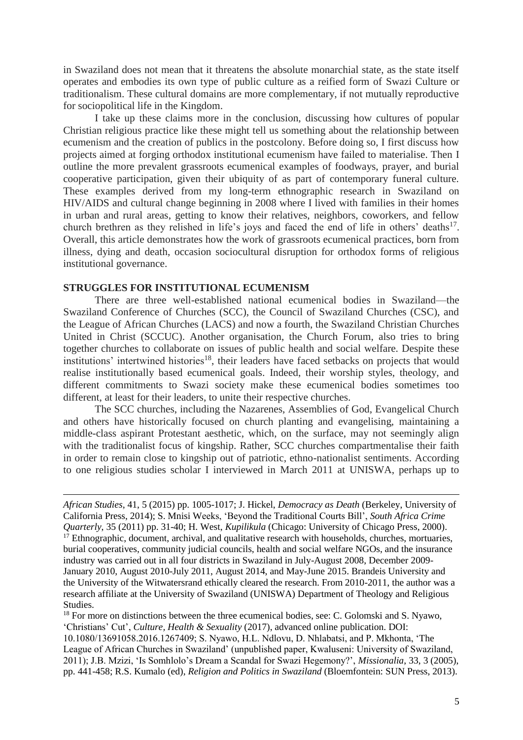in Swaziland does not mean that it threatens the absolute monarchial state, as the state itself operates and embodies its own type of public culture as a reified form of Swazi Culture or traditionalism. These cultural domains are more complementary, if not mutually reproductive for sociopolitical life in the Kingdom.

I take up these claims more in the conclusion, discussing how cultures of popular Christian religious practice like these might tell us something about the relationship between ecumenism and the creation of publics in the postcolony. Before doing so, I first discuss how projects aimed at forging orthodox institutional ecumenism have failed to materialise. Then I outline the more prevalent grassroots ecumenical examples of foodways, prayer, and burial cooperative participation, given their ubiquity of as part of contemporary funeral culture. These examples derived from my long-term ethnographic research in Swaziland on HIV/AIDS and cultural change beginning in 2008 where I lived with families in their homes in urban and rural areas, getting to know their relatives, neighbors, coworkers, and fellow church brethren as they relished in life's joys and faced the end of life in others' deaths[17]. Overall, this article demonstrates how the work of grassroots ecumenical practices, born from illness, dying and death, occasion sociocultural disruption for orthodox forms of religious institutional governance.

## STRUGGLES FOR INSTITUTIONAL ECUMENISM

There are three well-established national ecumenical bodies in Swaziland—the Swaziland Conference of Churches (SCC), the Council of Swaziland Churches (CSC), and the League of African Churches (LACS) and now a fourth, the Swaziland Christian Churches United in Christ (SCCUC). Another organisation, the Church Forum, also tries to bring together churches to collaborate on issues of public health and social welfare. Despite these institutions' intertwined histories[18], their leaders have faced setbacks on projects that would realise institutionally based ecumenical goals. Indeed, their worship styles, theology, and different commitments to Swazi society make these ecumenical bodies sometimes too different, at least for their leaders, to unite their respective churches.

The SCC churches, including the Nazarenes, Assemblies of God, Evangelical Church and others have historically focused on church planting and evangelising, maintaining a middle-class aspirant Protestant aesthetic, which, on the surface, may not seemingly align with the traditionalist focus of kingship. Rather, SCC churches compartmentalise their faith in order to remain close to kingship out of patriotic, ethno-nationalist sentiments. According to one religious studies scholar I interviewed in March 2011 at UNISWA, perhaps up to

---

*African Studies*, 41, 5 (2015) pp. 1005-1017; J. Hickel, *Democracy as Death* (Berkeley, University of California Press, 2014); S. Mnisi Weeks, 'Beyond the Traditional Courts Bill', *South Africa Crime Quarterly*, 35 (2011) pp. 31-40; H. West, *Kupilikula* (Chicago: University of Chicago Press, 2000).

[17] Ethnographic, document, archival, and qualitative research with households, churches, mortuaries, burial cooperatives, community judicial councils, health and social welfare NGOs, and the insurance industry was carried out in all four districts in Swaziland in July-August 2008, December 2009-January 2010, August 2010-July 2011, August 2014, and May-June 2015. Brandeis University and the University of the Witwatersrand ethically cleared the research. From 2010-2011, the author was a research affiliate at the University of Swaziland (UNISWA) Department of Theology and Religious Studies.

[18] For more on distinctions between the three ecumenical bodies, see: C. Golomski and S. Nyawo, 'Christians' Cut', *Culture, Health & Sexuality* (2017), advanced online publication. DOI: 10.1080/13691058.2016.1267409; S. Nyawo, H.L. Ndlovu, D. Nhlabatsi, and P. Mkhonta, 'The League of African Churches in Swaziland' (unpublished paper, Kwaluseni: University of Swaziland, 2011); J.B. Mzizi, 'Is Somhlolo's Dream a Scandal for Swazi Hegemony?', *Missionalia*, 33, 3 (2005), pp. 441-458; R.S. Kumalo (ed), *Religion and Politics in Swaziland* (Bloemfontein: SUN Press, 2013).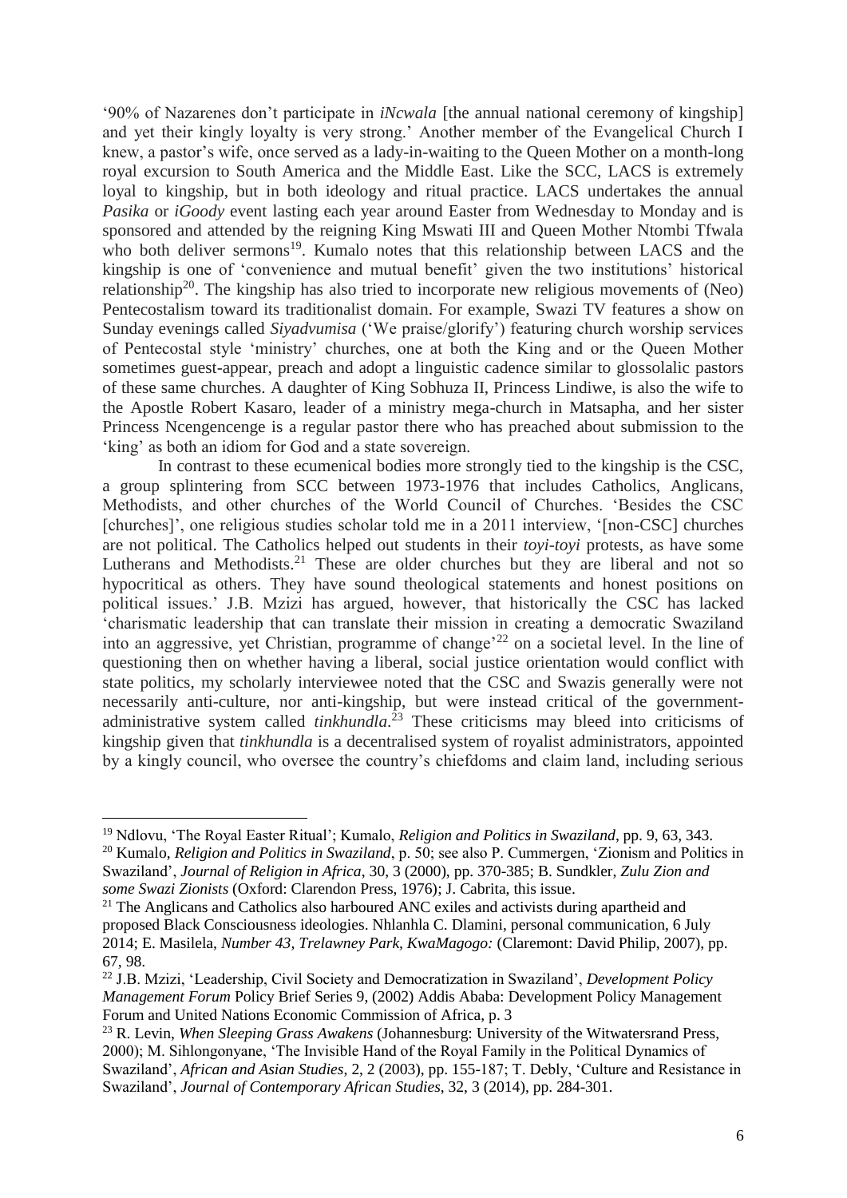'90% of Nazarenes don't participate in *iNcwala* [the annual national ceremony of kingship] and yet their kingly loyalty is very strong.' Another member of the Evangelical Church I knew, a pastor's wife, once served as a lady-in-waiting to the Queen Mother on a month-long royal excursion to South America and the Middle East. Like the SCC, LACS is extremely loyal to kingship, but in both ideology and ritual practice. LACS undertakes the annual *Pasika* or *iGoody* event lasting each year around Easter from Wednesday to Monday and is sponsored and attended by the reigning King Mswati III and Queen Mother Ntombi Tfwala who both deliver sermons[19]. Kumalo notes that this relationship between LACS and the kingship is one of 'convenience and mutual benefit' given the two institutions' historical relationship[20]. The kingship has also tried to incorporate new religious movements of (Neo) Pentecostalism toward its traditionalist domain. For example, Swazi TV features a show on Sunday evenings called *Siyadvumisa* ('We praise/glorify') featuring church worship services of Pentecostal style 'ministry' churches, one at both the King and or the Queen Mother sometimes guest-appear, preach and adopt a linguistic cadence similar to glossolalic pastors of these same churches. A daughter of King Sobhuza II, Princess Lindiwe, is also the wife to the Apostle Robert Kasaro, leader of a ministry mega-church in Matsapha, and her sister Princess Ncengencenge is a regular pastor there who has preached about submission to the 'king' as both an idiom for God and a state sovereign.

In contrast to these ecumenical bodies more strongly tied to the kingship is the CSC, a group splintering from SCC between 1973-1976 that includes Catholics, Anglicans, Methodists, and other churches of the World Council of Churches. 'Besides the CSC [churches]', one religious studies scholar told me in a 2011 interview, '[non-CSC] churches are not political. The Catholics helped out students in their *toyi-toyi* protests, as have some Lutherans and Methodists.[21] These are older churches but they are liberal and not so hypocritical as others. They have sound theological statements and honest positions on political issues.' J.B. Mzizi has argued, however, that historically the CSC has lacked 'charismatic leadership that can translate their mission in creating a democratic Swaziland into an aggressive, yet Christian, programme of change'[22] on a societal level. In the line of questioning then on whether having a liberal, social justice orientation would conflict with state politics, my scholarly interviewee noted that the CSC and Swazis generally were not necessarily anti-culture, nor anti-kingship, but were instead critical of the government-administrative system called *tinkhundla*.[23] These criticisms may bleed into criticisms of kingship given that *tinkhundla* is a decentralised system of royalist administrators, appointed by a kingly council, who oversee the country's chiefdoms and claim land, including serious

---

[19] Ndlovu, 'The Royal Easter Ritual'; Kumalo, *Religion and Politics in Swaziland*, pp. 9, 63, 343.

[20] Kumalo, *Religion and Politics in Swaziland*, p. 50; see also P. Cummergen, 'Zionism and Politics in Swaziland', *Journal of Religion in Africa*, 30, 3 (2000), pp. 370-385; B. Sundkler, *Zulu Zion and some Swazi Zionists* (Oxford: Clarendon Press, 1976); J. Cabrita, this issue.

[21] The Anglicans and Catholics also harboured ANC exiles and activists during apartheid and proposed Black Consciousness ideologies. Nhlanhla C. Dlamini, personal communication, 6 July 2014; E. Masilela, *Number 43, Trelawney Park, KwaMagogo:* (Claremont: David Philip, 2007), pp. 67, 98.

[22] J.B. Mzizi, 'Leadership, Civil Society and Democratization in Swaziland', *Development Policy Management Forum* Policy Brief Series 9, (2002) Addis Ababa: Development Policy Management Forum and United Nations Economic Commission of Africa, p. 3

[23] R. Levin, *When Sleeping Grass Awakens* (Johannesburg: University of the Witwatersrand Press, 2000); M. Sihlongonyane, 'The Invisible Hand of the Royal Family in the Political Dynamics of Swaziland', *African and Asian Studies*, 2, 2 (2003), pp. 155-187; T. Debly, 'Culture and Resistance in Swaziland', *Journal of Contemporary African Studies*, 32, 3 (2014), pp. 284-301.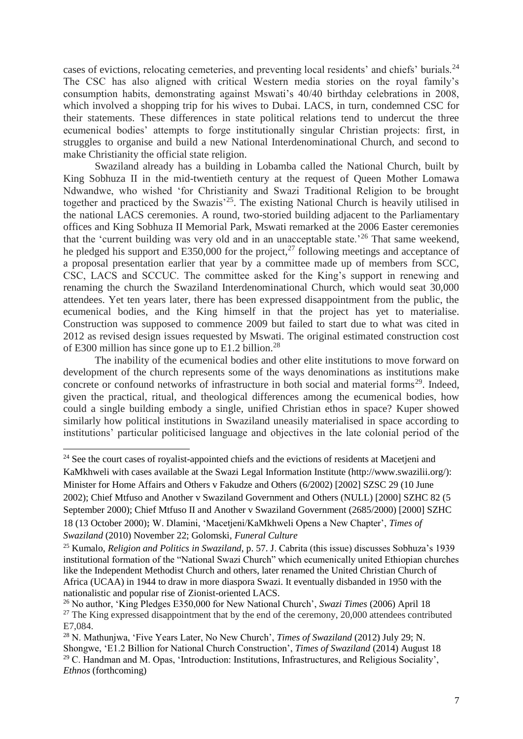cases of evictions, relocating cemeteries, and preventing local residents' and chiefs' burials.[24] The CSC has also aligned with critical Western media stories on the royal family's consumption habits, demonstrating against Mswati's 40/40 birthday celebrations in 2008, which involved a shopping trip for his wives to Dubai. LACS, in turn, condemned CSC for their statements. These differences in state political relations tend to undercut the three ecumenical bodies' attempts to forge institutionally singular Christian projects: first, in struggles to organise and build a new National Interdenominational Church, and second to make Christianity the official state religion.

Swaziland already has a building in Lobamba called the National Church, built by King Sobhuza II in the mid-twentieth century at the request of Queen Mother Lomawa Ndwandwe, who wished 'for Christianity and Swazi Traditional Religion to be brought together and practiced by the Swazis'[25]. The existing National Church is heavily utilised in the national LACS ceremonies. A round, two-storied building adjacent to the Parliamentary offices and King Sobhuza II Memorial Park, Mswati remarked at the 2006 Easter ceremonies that the 'current building was very old and in an unacceptable state.'[26] That same weekend, he pledged his support and E350,000 for the project,[27] following meetings and acceptance of a proposal presentation earlier that year by a committee made up of members from SCC, CSC, LACS and SCCUC. The committee asked for the King's support in renewing and renaming the church the Swaziland Interdenominational Church, which would seat 30,000 attendees. Yet ten years later, there has been expressed disappointment from the public, the ecumenical bodies, and the King himself in that the project has yet to materialise. Construction was supposed to commence 2009 but failed to start due to what was cited in 2012 as revised design issues requested by Mswati. The original estimated construction cost of E300 million has since gone up to E1.2 billion.[28]

The inability of the ecumenical bodies and other elite institutions to move forward on development of the church represents some of the ways denominations as institutions make concrete or confound networks of infrastructure in both social and material forms[29]. Indeed, given the practical, ritual, and theological differences among the ecumenical bodies, how could a single building embody a single, unified Christian ethos in space? Kuper showed similarly how political institutions in Swaziland uneasily materialised in space according to institutions' particular politicised language and objectives in the late colonial period of the

---

[24] See the court cases of royalist-appointed chiefs and the evictions of residents at Macetjeni and KaMkhweli with cases available at the Swazi Legal Information Institute (http://www.swazilii.org/): Minister for Home Affairs and Others v Fakudze and Others (6/2002) [2002] SZSC 29 (10 June 2002); Chief Mtfuso and Another v Swaziland Government and Others (NULL) [2000] SZHC 82 (5 September 2000); Chief Mtfuso II and Another v Swaziland Government (2685/2000) [2000] SZHC 18 (13 October 2000); W. Dlamini, 'Macetjeni/KaMkhweli Opens a New Chapter', *Times of Swaziland* (2010) November 22; Golomski, *Funeral Culture*

[25] Kumalo, *Religion and Politics in Swaziland*, p. 57. J. Cabrita (this issue) discusses Sobhuza's 1939 institutional formation of the "National Swazi Church" which ecumenically united Ethiopian churches like the Independent Methodist Church and others, later renamed the United Christian Church of Africa (UCAA) in 1944 to draw in more diaspora Swazi. It eventually disbanded in 1950 with the nationalistic and popular rise of Zionist-oriented LACS.

[26] No author, 'King Pledges E350,000 for New National Church', *Swazi Times* (2006) April 18

[27] The King expressed disappointment that by the end of the ceremony, 20,000 attendees contributed E7,084.

[28] N. Mathunjwa, 'Five Years Later, No New Church', *Times of Swaziland* (2012) July 29; N. Shongwe, 'E1.2 Billion for National Church Construction', *Times of Swaziland* (2014) August 18

[29] C. Handman and M. Opas, 'Introduction: Institutions, Infrastructures, and Religious Sociality', *Ethnos* (forthcoming)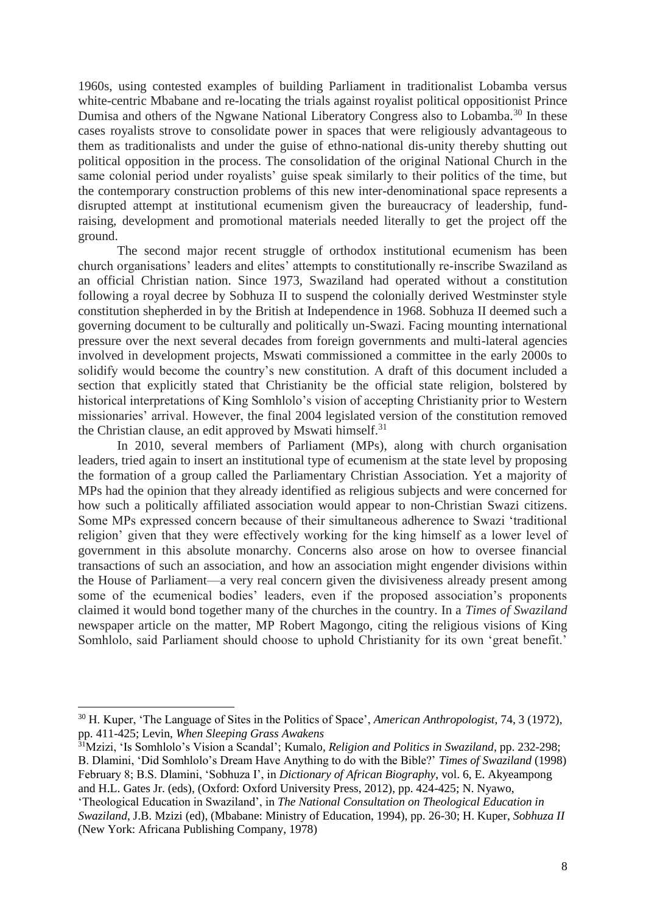1960s, using contested examples of building Parliament in traditionalist Lobamba versus white-centric Mbabane and re-locating the trials against royalist political oppositionist Prince Dumisa and others of the Ngwane National Liberatory Congress also to Lobamba.[30] In these cases royalists strove to consolidate power in spaces that were religiously advantageous to them as traditionalists and under the guise of ethno-national dis-unity thereby shutting out political opposition in the process. The consolidation of the original National Church in the same colonial period under royalists' guise speak similarly to their politics of the time, but the contemporary construction problems of this new inter-denominational space represents a disrupted attempt at institutional ecumenism given the bureaucracy of leadership, fund-raising, development and promotional materials needed literally to get the project off the ground.

The second major recent struggle of orthodox institutional ecumenism has been church organisations' leaders and elites' attempts to constitutionally re-inscribe Swaziland as an official Christian nation. Since 1973, Swaziland had operated without a constitution following a royal decree by Sobhuza II to suspend the colonially derived Westminster style constitution shepherded in by the British at Independence in 1968. Sobhuza II deemed such a governing document to be culturally and politically un-Swazi. Facing mounting international pressure over the next several decades from foreign governments and multi-lateral agencies involved in development projects, Mswati commissioned a committee in the early 2000s to solidify would become the country's new constitution. A draft of this document included a section that explicitly stated that Christianity be the official state religion, bolstered by historical interpretations of King Somhlolo's vision of accepting Christianity prior to Western missionaries' arrival. However, the final 2004 legislated version of the constitution removed the Christian clause, an edit approved by Mswati himself.[31]

In 2010, several members of Parliament (MPs), along with church organisation leaders, tried again to insert an institutional type of ecumenism at the state level by proposing the formation of a group called the Parliamentary Christian Association. Yet a majority of MPs had the opinion that they already identified as religious subjects and were concerned for how such a politically affiliated association would appear to non-Christian Swazi citizens. Some MPs expressed concern because of their simultaneous adherence to Swazi 'traditional religion' given that they were effectively working for the king himself as a lower level of government in this absolute monarchy. Concerns also arose on how to oversee financial transactions of such an association, and how an association might engender divisions within the House of Parliament—a very real concern given the divisiveness already present among some of the ecumenical bodies' leaders, even if the proposed association's proponents claimed it would bond together many of the churches in the country. In a *Times of Swaziland* newspaper article on the matter, MP Robert Magongo, citing the religious visions of King Somhlolo, said Parliament should choose to uphold Christianity for its own 'great benefit.'

---

[30] H. Kuper, 'The Language of Sites in the Politics of Space', *American Anthropologist*, 74, 3 (1972), pp. 411-425; Levin, *When Sleeping Grass Awakens*

[31] Mzizi, 'Is Somhlolo's Vision a Scandal'; Kumalo, *Religion and Politics in Swaziland*, pp. 232-298; B. Dlamini, 'Did Somhlolo's Dream Have Anything to do with the Bible?' *Times of Swaziland* (1998) February 8; B.S. Dlamini, 'Sobhuza I', in *Dictionary of African Biography*, vol. 6, E. Akyeampong and H.L. Gates Jr. (eds), (Oxford: Oxford University Press, 2012), pp. 424-425; N. Nyawo, 'Theological Education in Swaziland', in *The National Consultation on Theological Education in Swaziland*, J.B. Mzizi (ed), (Mbabane: Ministry of Education, 1994), pp. 26-30; H. Kuper, *Sobhuza II* (New York: Africana Publishing Company, 1978)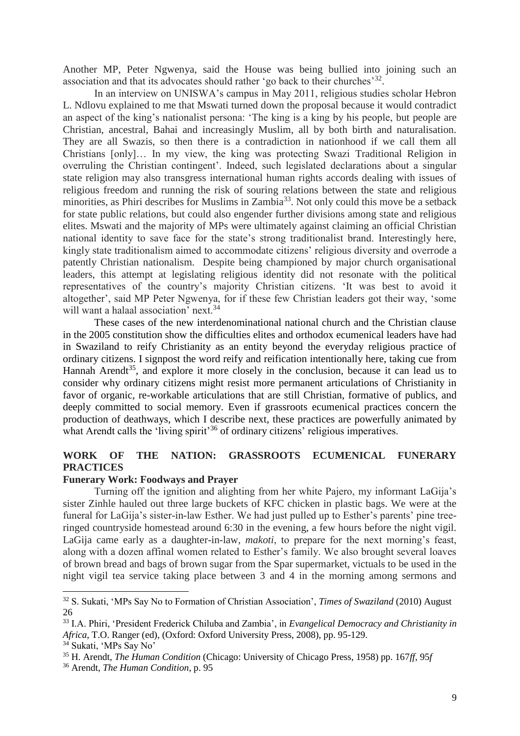Another MP, Peter Ngwenya, said the House was being bullied into joining such an association and that its advocates should rather 'go back to their churches'[32].

In an interview on UNISWA's campus in May 2011, religious studies scholar Hebron L. Ndlovu explained to me that Mswati turned down the proposal because it would contradict an aspect of the king's nationalist persona: 'The king is a king by his people, but people are Christian, ancestral, Bahai and increasingly Muslim, all by both birth and naturalisation. They are all Swazis, so then there is a contradiction in nationhood if we call them all Christians [only]… In my view, the king was protecting Swazi Traditional Religion in overruling the Christian contingent'. Indeed, such legislated declarations about a singular state religion may also transgress international human rights accords dealing with issues of religious freedom and running the risk of souring relations between the state and religious minorities, as Phiri describes for Muslims in Zambia[33]. Not only could this move be a setback for state public relations, but could also engender further divisions among state and religious elites. Mswati and the majority of MPs were ultimately against claiming an official Christian national identity to save face for the state's strong traditionalist brand. Interestingly here, kingly state traditionalism aimed to accommodate citizens' religious diversity and overrode a patently Christian nationalism. Despite being championed by major church organisational leaders, this attempt at legislating religious identity did not resonate with the political representatives of the country's majority Christian citizens. 'It was best to avoid it altogether', said MP Peter Ngwenya, for if these few Christian leaders got their way, 'some will want a halaal association' next.[34]

These cases of the new interdenominational national church and the Christian clause in the 2005 constitution show the difficulties elites and orthodox ecumenical leaders have had in Swaziland to reify Christianity as an entity beyond the everyday religious practice of ordinary citizens. I signpost the word reify and reification intentionally here, taking cue from Hannah Arendt[35], and explore it more closely in the conclusion, because it can lead us to consider why ordinary citizens might resist more permanent articulations of Christianity in favor of organic, re-workable articulations that are still Christian, formative of publics, and deeply committed to social memory. Even if grassroots ecumenical practices concern the production of deathways, which I describe next, these practices are powerfully animated by what Arendt calls the 'living spirit'[36] of ordinary citizens' religious imperatives.

## WORK OF THE NATION: GRASSROOTS ECUMENICAL FUNERARY PRACTICES

### Funerary Work: Foodways and Prayer

Turning off the ignition and alighting from her white Pajero, my informant LaGija's sister Zinhle hauled out three large buckets of KFC chicken in plastic bags. We were at the funeral for LaGija's sister-in-law Esther. We had just pulled up to Esther's parents' pine tree-ringed countryside homestead around 6:30 in the evening, a few hours before the night vigil. LaGija came early as a daughter-in-law, *makoti*, to prepare for the next morning's feast, along with a dozen affinal women related to Esther's family. We also brought several loaves of brown bread and bags of brown sugar from the Spar supermarket, victuals to be used in the night vigil tea service taking place between 3 and 4 in the morning among sermons and

---

[32] S. Sukati, 'MPs Say No to Formation of Christian Association', *Times of Swaziland* (2010) August 26

[33] I.A. Phiri, 'President Frederick Chiluba and Zambia', in *Evangelical Democracy and Christianity in Africa*, T.O. Ranger (ed), (Oxford: Oxford University Press, 2008), pp. 95-129.

[34] Sukati, 'MPs Say No'

[35] H. Arendt, *The Human Condition* (Chicago: University of Chicago Press, 1958) pp. 167*ff*, 95*f*

[36] Arendt, *The Human Condition*, p. 95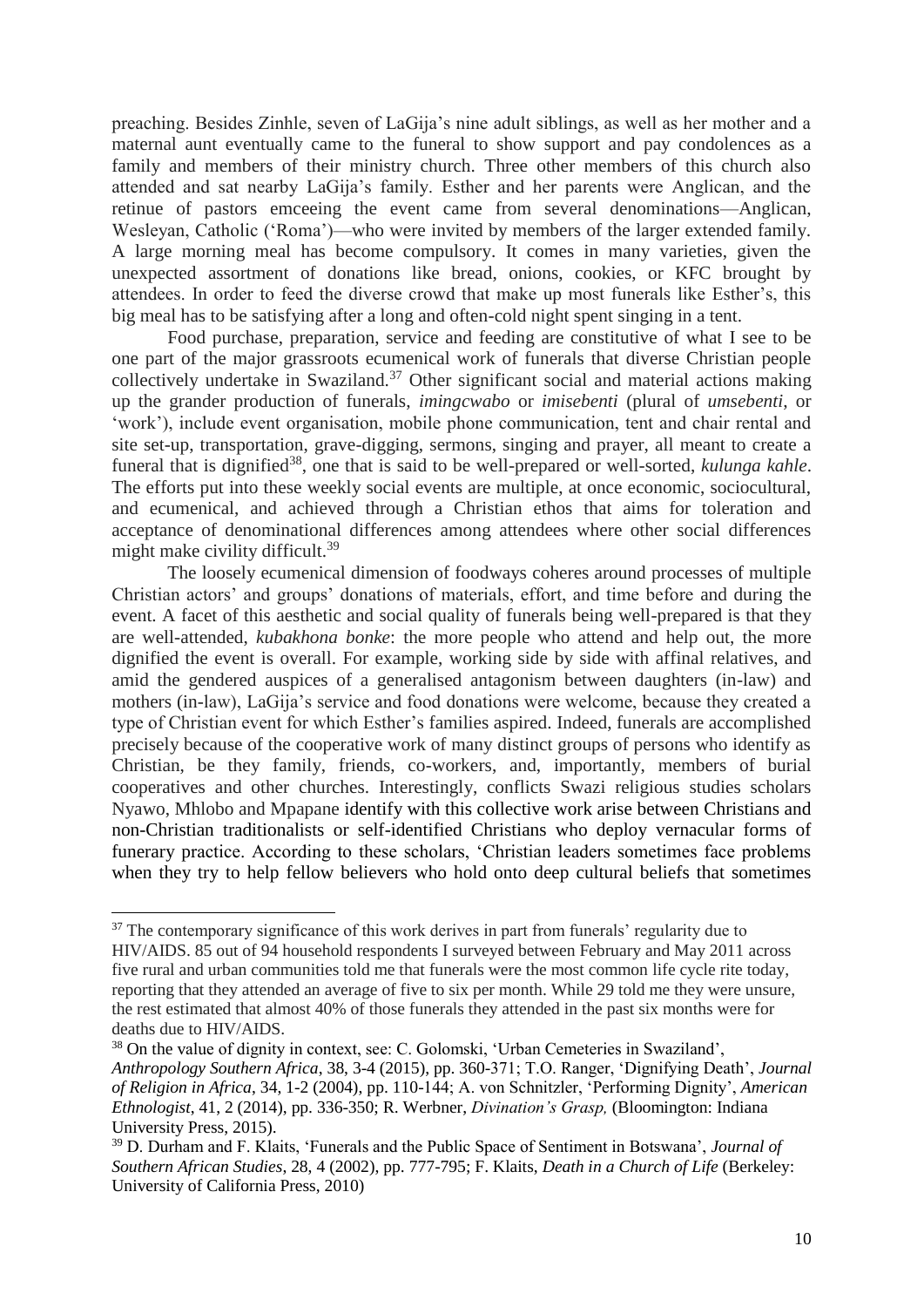preaching. Besides Zinhle, seven of LaGija's nine adult siblings, as well as her mother and a maternal aunt eventually came to the funeral to show support and pay condolences as a family and members of their ministry church. Three other members of this church also attended and sat nearby LaGija's family. Esther and her parents were Anglican, and the retinue of pastors emceeing the event came from several denominations—Anglican, Wesleyan, Catholic ('Roma')—who were invited by members of the larger extended family. A large morning meal has become compulsory. It comes in many varieties, given the unexpected assortment of donations like bread, onions, cookies, or KFC brought by attendees. In order to feed the diverse crowd that make up most funerals like Esther's, this big meal has to be satisfying after a long and often-cold night spent singing in a tent.

Food purchase, preparation, service and feeding are constitutive of what I see to be one part of the major grassroots ecumenical work of funerals that diverse Christian people collectively undertake in Swaziland.[37] Other significant social and material actions making up the grander production of funerals, *imingcwabo* or *imisebenti* (plural of *umsebenti*, or 'work'), include event organisation, mobile phone communication, tent and chair rental and site set-up, transportation, grave-digging, sermons, singing and prayer, all meant to create a funeral that is dignified[38], one that is said to be well-prepared or well-sorted, *kulunga kahle*. The efforts put into these weekly social events are multiple, at once economic, sociocultural, and ecumenical, and achieved through a Christian ethos that aims for toleration and acceptance of denominational differences among attendees where other social differences might make civility difficult.[39]

The loosely ecumenical dimension of foodways coheres around processes of multiple Christian actors' and groups' donations of materials, effort, and time before and during the event. A facet of this aesthetic and social quality of funerals being well-prepared is that they are well-attended, *kubakhona bonke*: the more people who attend and help out, the more dignified the event is overall. For example, working side by side with affinal relatives, and amid the gendered auspices of a generalised antagonism between daughters (in-law) and mothers (in-law), LaGija's service and food donations were welcome, because they created a type of Christian event for which Esther's families aspired. Indeed, funerals are accomplished precisely because of the cooperative work of many distinct groups of persons who identify as Christian, be they family, friends, co-workers, and, importantly, members of burial cooperatives and other churches. Interestingly, conflicts Swazi religious studies scholars Nyawo, Mhlobo and Mpapane identify with this collective work arise between Christians and non-Christian traditionalists or self-identified Christians who deploy vernacular forms of funerary practice. According to these scholars, 'Christian leaders sometimes face problems when they try to help fellow believers who hold onto deep cultural beliefs that sometimes

---

[37] The contemporary significance of this work derives in part from funerals' regularity due to HIV/AIDS. 85 out of 94 household respondents I surveyed between February and May 2011 across five rural and urban communities told me that funerals were the most common life cycle rite today, reporting that they attended an average of five to six per month. While 29 told me they were unsure, the rest estimated that almost 40% of those funerals they attended in the past six months were for deaths due to HIV/AIDS.

[38] On the value of dignity in context, see: C. Golomski, 'Urban Cemeteries in Swaziland', *Anthropology Southern Africa*, 38, 3-4 (2015), pp. 360-371; T.O. Ranger, 'Dignifying Death', *Journal of Religion in Africa*, 34, 1-2 (2004), pp. 110-144; A. von Schnitzler, 'Performing Dignity', *American Ethnologist*, 41, 2 (2014), pp. 336-350; R. Werbner, *Divination's Grasp,* (Bloomington: Indiana University Press, 2015).

[39] D. Durham and F. Klaits, 'Funerals and the Public Space of Sentiment in Botswana', *Journal of Southern African Studies*, 28, 4 (2002), pp. 777-795; F. Klaits, *Death in a Church of Life* (Berkeley: University of California Press, 2010)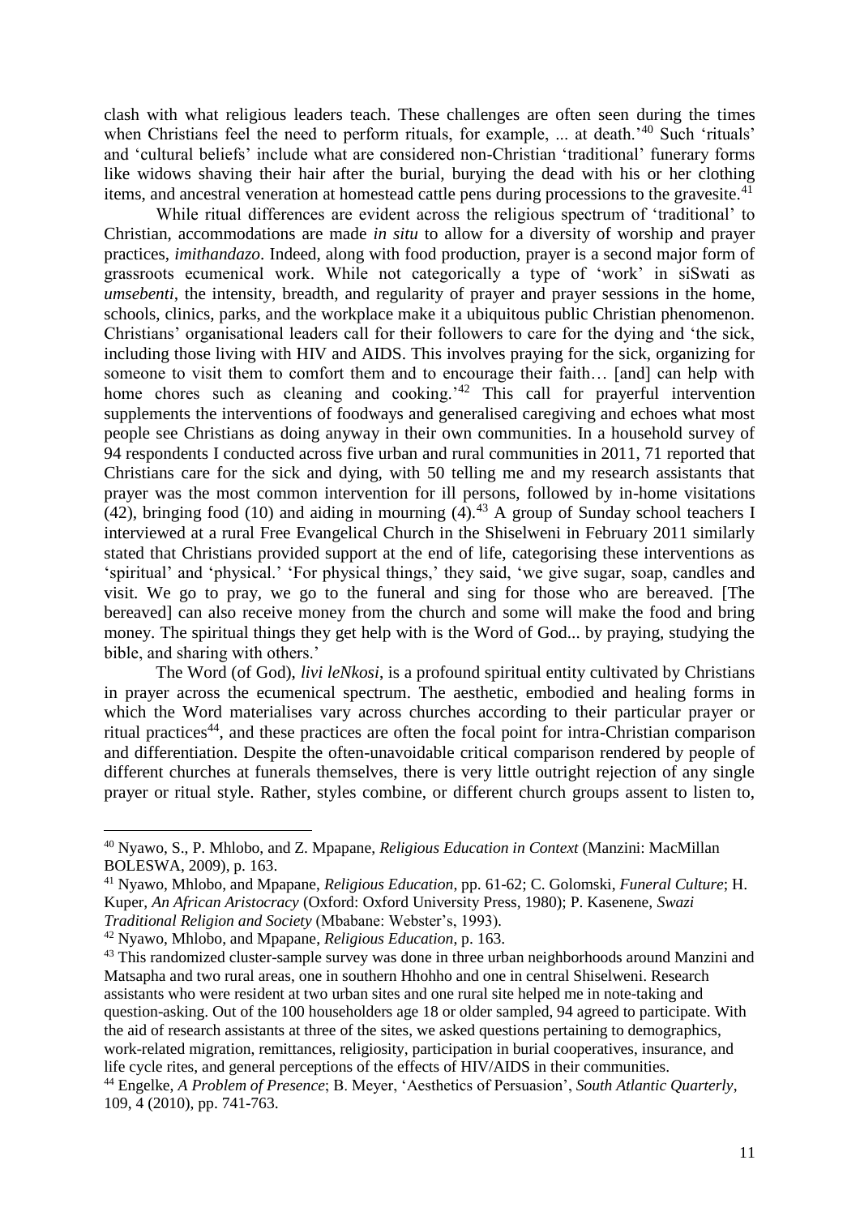clash with what religious leaders teach. These challenges are often seen during the times when Christians feel the need to perform rituals, for example, ... at death.'[40] Such 'rituals' and 'cultural beliefs' include what are considered non-Christian 'traditional' funerary forms like widows shaving their hair after the burial, burying the dead with his or her clothing items, and ancestral veneration at homestead cattle pens during processions to the gravesite.[41]

While ritual differences are evident across the religious spectrum of 'traditional' to Christian, accommodations are made *in situ* to allow for a diversity of worship and prayer practices, *imithandazo*. Indeed, along with food production, prayer is a second major form of grassroots ecumenical work. While not categorically a type of 'work' in siSwati as *umsebenti*, the intensity, breadth, and regularity of prayer and prayer sessions in the home, schools, clinics, parks, and the workplace make it a ubiquitous public Christian phenomenon. Christians' organisational leaders call for their followers to care for the dying and 'the sick, including those living with HIV and AIDS. This involves praying for the sick, organizing for someone to visit them to comfort them and to encourage their faith… [and] can help with home chores such as cleaning and cooking.'[42] This call for prayerful intervention supplements the interventions of foodways and generalised caregiving and echoes what most people see Christians as doing anyway in their own communities. In a household survey of 94 respondents I conducted across five urban and rural communities in 2011, 71 reported that Christians care for the sick and dying, with 50 telling me and my research assistants that prayer was the most common intervention for ill persons, followed by in-home visitations (42), bringing food (10) and aiding in mourning (4).[43] A group of Sunday school teachers I interviewed at a rural Free Evangelical Church in the Shiselweni in February 2011 similarly stated that Christians provided support at the end of life, categorising these interventions as 'spiritual' and 'physical.' 'For physical things,' they said, 'we give sugar, soap, candles and visit. We go to pray, we go to the funeral and sing for those who are bereaved. [The bereaved] can also receive money from the church and some will make the food and bring money. The spiritual things they get help with is the Word of God... by praying, studying the bible, and sharing with others.'

The Word (of God), *livi leNkosi*, is a profound spiritual entity cultivated by Christians in prayer across the ecumenical spectrum. The aesthetic, embodied and healing forms in which the Word materialises vary across churches according to their particular prayer or ritual practices[44], and these practices are often the focal point for intra-Christian comparison and differentiation. Despite the often-unavoidable critical comparison rendered by people of different churches at funerals themselves, there is very little outright rejection of any single prayer or ritual style. Rather, styles combine, or different church groups assent to listen to,

---

[40] Nyawo, S., P. Mhlobo, and Z. Mpapane, *Religious Education in Context* (Manzini: MacMillan BOLESWA, 2009), p. 163.

[41] Nyawo, Mhlobo, and Mpapane, *Religious Education*, pp. 61-62; C. Golomski, *Funeral Culture*; H. Kuper, *An African Aristocracy* (Oxford: Oxford University Press, 1980); P. Kasenene, *Swazi Traditional Religion and Society* (Mbabane: Webster's, 1993).

[42] Nyawo, Mhlobo, and Mpapane, *Religious Education*, p. 163.

[43] This randomized cluster-sample survey was done in three urban neighborhoods around Manzini and Matsapha and two rural areas, one in southern Hhohho and one in central Shiselweni. Research assistants who were resident at two urban sites and one rural site helped me in note-taking and question-asking. Out of the 100 householders age 18 or older sampled, 94 agreed to participate. With the aid of research assistants at three of the sites, we asked questions pertaining to demographics, work-related migration, remittances, religiosity, participation in burial cooperatives, insurance, and life cycle rites, and general perceptions of the effects of HIV/AIDS in their communities.

[44] Engelke, *A Problem of Presence*; B. Meyer, 'Aesthetics of Persuasion', *South Atlantic Quarterly*, 109, 4 (2010), pp. 741-763.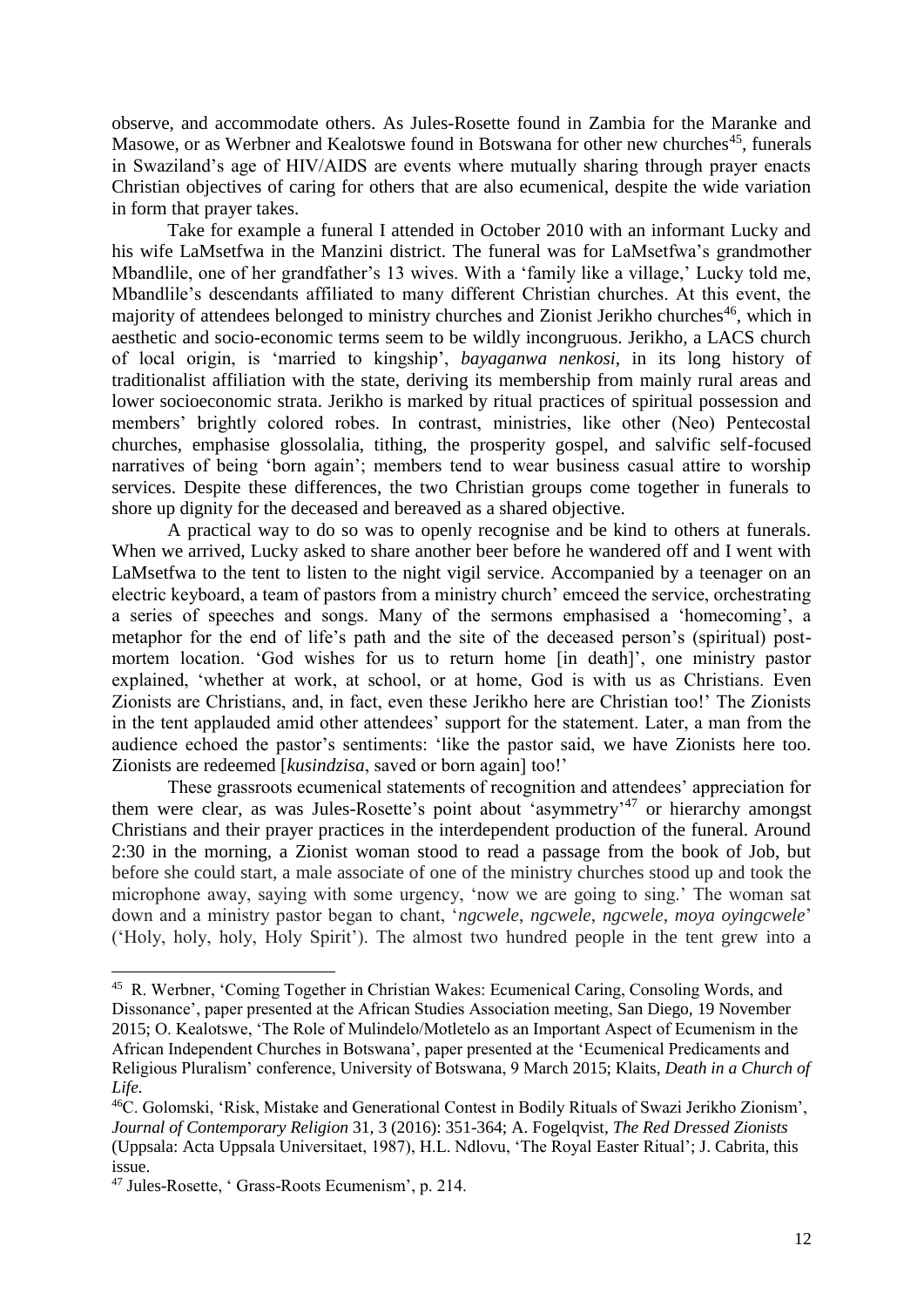observe, and accommodate others. As Jules-Rosette found in Zambia for the Maranke and Masowe, or as Werbner and Kealotswe found in Botswana for other new churches[45], funerals in Swaziland's age of HIV/AIDS are events where mutually sharing through prayer enacts Christian objectives of caring for others that are also ecumenical, despite the wide variation in form that prayer takes.

Take for example a funeral I attended in October 2010 with an informant Lucky and his wife LaMsetfwa in the Manzini district. The funeral was for LaMsetfwa's grandmother Mbandlile, one of her grandfather's 13 wives. With a 'family like a village,' Lucky told me, Mbandlile's descendants affiliated to many different Christian churches. At this event, the majority of attendees belonged to ministry churches and Zionist Jerikho churches[46], which in aesthetic and socio-economic terms seem to be wildly incongruous. Jerikho, a LACS church of local origin, is 'married to kingship', *bayaganwa nenkosi*, in its long history of traditionalist affiliation with the state, deriving its membership from mainly rural areas and lower socioeconomic strata. Jerikho is marked by ritual practices of spiritual possession and members' brightly colored robes. In contrast, ministries, like other (Neo) Pentecostal churches, emphasise glossolalia, tithing, the prosperity gospel, and salvific self-focused narratives of being 'born again'; members tend to wear business casual attire to worship services. Despite these differences, the two Christian groups come together in funerals to shore up dignity for the deceased and bereaved as a shared objective.

A practical way to do so was to openly recognise and be kind to others at funerals. When we arrived, Lucky asked to share another beer before he wandered off and I went with LaMsetfwa to the tent to listen to the night vigil service. Accompanied by a teenager on an electric keyboard, a team of pastors from a ministry church' emceed the service, orchestrating a series of speeches and songs. Many of the sermons emphasised a 'homecoming', a metaphor for the end of life's path and the site of the deceased person's (spiritual) post-mortem location. 'God wishes for us to return home [in death]', one ministry pastor explained, 'whether at work, at school, or at home, God is with us as Christians. Even Zionists are Christians, and, in fact, even these Jerikho here are Christian too!' The Zionists in the tent applauded amid other attendees' support for the statement. Later, a man from the audience echoed the pastor's sentiments: 'like the pastor said, we have Zionists here too. Zionists are redeemed [*kusindzisa*, saved or born again] too!'

These grassroots ecumenical statements of recognition and attendees' appreciation for them were clear, as was Jules-Rosette's point about 'asymmetry'[47] or hierarchy amongst Christians and their prayer practices in the interdependent production of the funeral. Around 2:30 in the morning, a Zionist woman stood to read a passage from the book of Job, but before she could start, a male associate of one of the ministry churches stood up and took the microphone away, saying with some urgency, 'now we are going to sing.' The woman sat down and a ministry pastor began to chant, '*ngcwele*, *ngcwele*, *ngcwele*, *moya oyingcwele*' ('Holy, holy, holy, Holy Spirit'). The almost two hundred people in the tent grew into a

---

[45] R. Werbner, 'Coming Together in Christian Wakes: Ecumenical Caring, Consoling Words, and Dissonance', paper presented at the African Studies Association meeting, San Diego, 19 November 2015; O. Kealotswe, 'The Role of Mulindelo/Motletelo as an Important Aspect of Ecumenism in the African Independent Churches in Botswana', paper presented at the 'Ecumenical Predicaments and Religious Pluralism' conference, University of Botswana, 9 March 2015; Klaits, *Death in a Church of Life.*

[46] C. Golomski, 'Risk, Mistake and Generational Contest in Bodily Rituals of Swazi Jerikho Zionism', *Journal of Contemporary Religion* 31, 3 (2016): 351-364; A. Fogelqvist, *The Red Dressed Zionists* (Uppsala: Acta Uppsala Universitaet, 1987), H.L. Ndlovu, 'The Royal Easter Ritual'; J. Cabrita, this issue.

[47] Jules-Rosette, ' Grass-Roots Ecumenism', p. 214.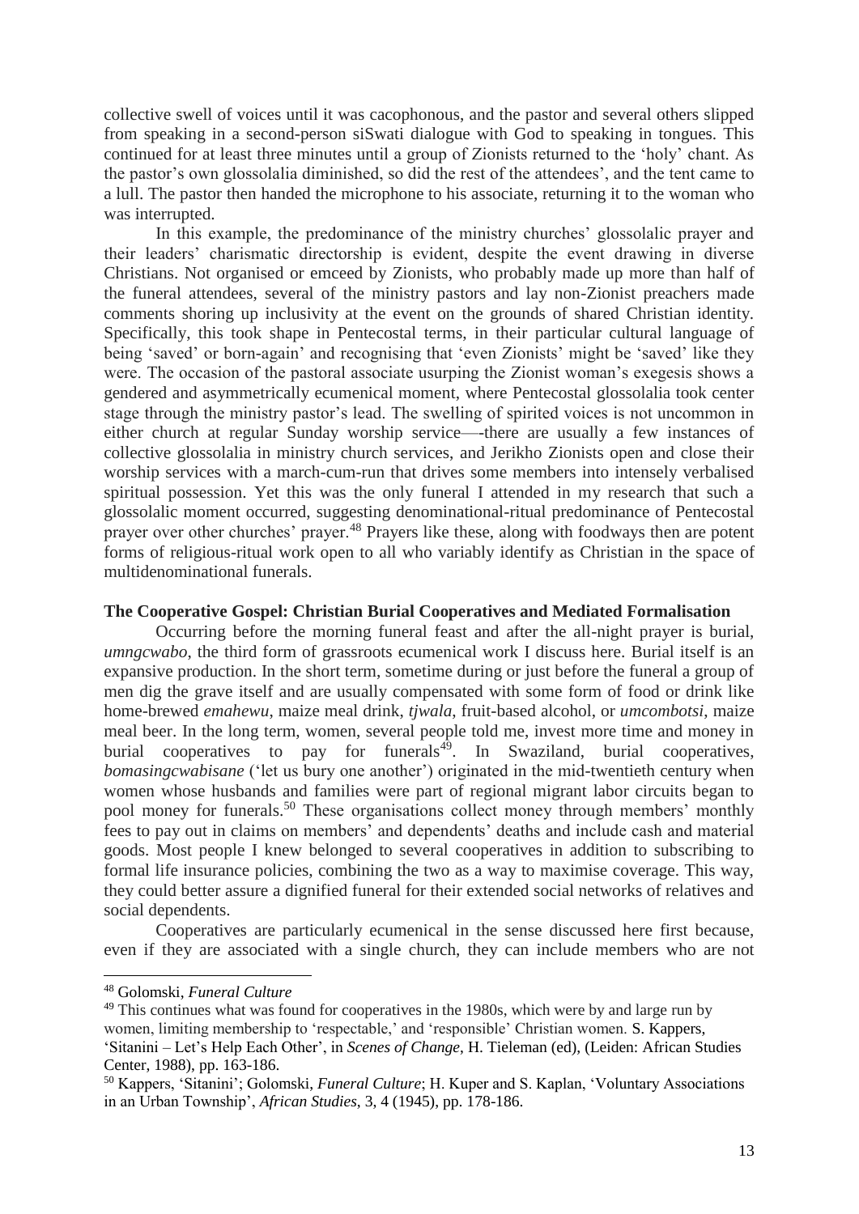collective swell of voices until it was cacophonous, and the pastor and several others slipped from speaking in a second-person siSwati dialogue with God to speaking in tongues. This continued for at least three minutes until a group of Zionists returned to the 'holy' chant. As the pastor's own glossolalia diminished, so did the rest of the attendees', and the tent came to a lull. The pastor then handed the microphone to his associate, returning it to the woman who was interrupted.

In this example, the predominance of the ministry churches' glossolalic prayer and their leaders' charismatic directorship is evident, despite the event drawing in diverse Christians. Not organised or emceed by Zionists, who probably made up more than half of the funeral attendees, several of the ministry pastors and lay non-Zionist preachers made comments shoring up inclusivity at the event on the grounds of shared Christian identity. Specifically, this took shape in Pentecostal terms, in their particular cultural language of being 'saved' or born-again' and recognising that 'even Zionists' might be 'saved' like they were. The occasion of the pastoral associate usurping the Zionist woman's exegesis shows a gendered and asymmetrically ecumenical moment, where Pentecostal glossolalia took center stage through the ministry pastor's lead. The swelling of spirited voices is not uncommon in either church at regular Sunday worship service—-there are usually a few instances of collective glossolalia in ministry church services, and Jerikho Zionists open and close their worship services with a march-cum-run that drives some members into intensely verbalised spiritual possession. Yet this was the only funeral I attended in my research that such a glossolalic moment occurred, suggesting denominational-ritual predominance of Pentecostal prayer over other churches' prayer.[48] Prayers like these, along with foodways then are potent forms of religious-ritual work open to all who variably identify as Christian in the space of multidenominational funerals.

**The Cooperative Gospel: Christian Burial Cooperatives and Mediated Formalisation**

Occurring before the morning funeral feast and after the all-night prayer is burial, *umngcwabo*, the third form of grassroots ecumenical work I discuss here. Burial itself is an expansive production. In the short term, sometime during or just before the funeral a group of men dig the grave itself and are usually compensated with some form of food or drink like home-brewed *emahewu*, maize meal drink, *tjwala*, fruit-based alcohol, or *umcombotsi*, maize meal beer. In the long term, women, several people told me, invest more time and money in burial cooperatives to pay for funerals[49]. In Swaziland, burial cooperatives, *bomasingcwabisane* ('let us bury one another') originated in the mid-twentieth century when women whose husbands and families were part of regional migrant labor circuits began to pool money for funerals.[50] These organisations collect money through members' monthly fees to pay out in claims on members' and dependents' deaths and include cash and material goods. Most people I knew belonged to several cooperatives in addition to subscribing to formal life insurance policies, combining the two as a way to maximise coverage. This way, they could better assure a dignified funeral for their extended social networks of relatives and social dependents.

Cooperatives are particularly ecumenical in the sense discussed here first because, even if they are associated with a single church, they can include members who are not

---

[48] Golomski, *Funeral Culture*

[49] This continues what was found for cooperatives in the 1980s, which were by and large run by women, limiting membership to 'respectable,' and 'responsible' Christian women. S. Kappers, 'Sitanini – Let's Help Each Other', in *Scenes of Change*, H. Tieleman (ed), (Leiden: African Studies Center, 1988), pp. 163-186.

[50] Kappers, 'Sitanini'; Golomski, *Funeral Culture*; H. Kuper and S. Kaplan, 'Voluntary Associations in an Urban Township', *African Studies*, 3, 4 (1945), pp. 178-186.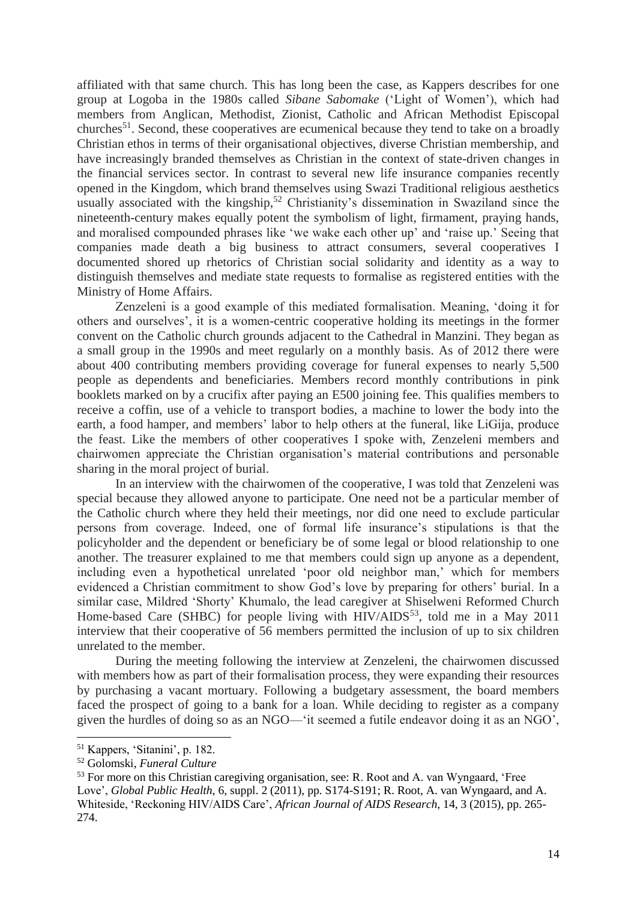affiliated with that same church. This has long been the case, as Kappers describes for one group at Logoba in the 1980s called *Sibane Sabomake* ('Light of Women'), which had members from Anglican, Methodist, Zionist, Catholic and African Methodist Episcopal churches[51]. Second, these cooperatives are ecumenical because they tend to take on a broadly Christian ethos in terms of their organisational objectives, diverse Christian membership, and have increasingly branded themselves as Christian in the context of state-driven changes in the financial services sector. In contrast to several new life insurance companies recently opened in the Kingdom, which brand themselves using Swazi Traditional religious aesthetics usually associated with the kingship,[52] Christianity's dissemination in Swaziland since the nineteenth-century makes equally potent the symbolism of light, firmament, praying hands, and moralised compounded phrases like 'we wake each other up' and 'raise up.' Seeing that companies made death a big business to attract consumers, several cooperatives I documented shored up rhetorics of Christian social solidarity and identity as a way to distinguish themselves and mediate state requests to formalise as registered entities with the Ministry of Home Affairs.

Zenzeleni is a good example of this mediated formalisation. Meaning, 'doing it for others and ourselves', it is a women-centric cooperative holding its meetings in the former convent on the Catholic church grounds adjacent to the Cathedral in Manzini. They began as a small group in the 1990s and meet regularly on a monthly basis. As of 2012 there were about 400 contributing members providing coverage for funeral expenses to nearly 5,500 people as dependents and beneficiaries. Members record monthly contributions in pink booklets marked on by a crucifix after paying an E500 joining fee. This qualifies members to receive a coffin, use of a vehicle to transport bodies, a machine to lower the body into the earth, a food hamper, and members' labor to help others at the funeral, like LiGija, produce the feast. Like the members of other cooperatives I spoke with, Zenzeleni members and chairwomen appreciate the Christian organisation's material contributions and personable sharing in the moral project of burial.

In an interview with the chairwomen of the cooperative, I was told that Zenzeleni was special because they allowed anyone to participate. One need not be a particular member of the Catholic church where they held their meetings, nor did one need to exclude particular persons from coverage. Indeed, one of formal life insurance's stipulations is that the policyholder and the dependent or beneficiary be of some legal or blood relationship to one another. The treasurer explained to me that members could sign up anyone as a dependent, including even a hypothetical unrelated 'poor old neighbor man,' which for members evidenced a Christian commitment to show God's love by preparing for others' burial. In a similar case, Mildred 'Shorty' Khumalo, the lead caregiver at Shiselweni Reformed Church Home-based Care (SHBC) for people living with HIV/AIDS[53], told me in a May 2011 interview that their cooperative of 56 members permitted the inclusion of up to six children unrelated to the member.

During the meeting following the interview at Zenzeleni, the chairwomen discussed with members how as part of their formalisation process, they were expanding their resources by purchasing a vacant mortuary. Following a budgetary assessment, the board members faced the prospect of going to a bank for a loan. While deciding to register as a company given the hurdles of doing so as an NGO—'it seemed a futile endeavor doing it as an NGO',

---

[51] Kappers, 'Sitanini', p. 182.

[52] Golomski, *Funeral Culture*

[53] For more on this Christian caregiving organisation, see: R. Root and A. van Wyngaard, 'Free Love', *Global Public Health*, 6, suppl. 2 (2011), pp. S174-S191; R. Root, A. van Wyngaard, and A. Whiteside, 'Reckoning HIV/AIDS Care', *African Journal of AIDS Research*, 14, 3 (2015), pp. 265-274.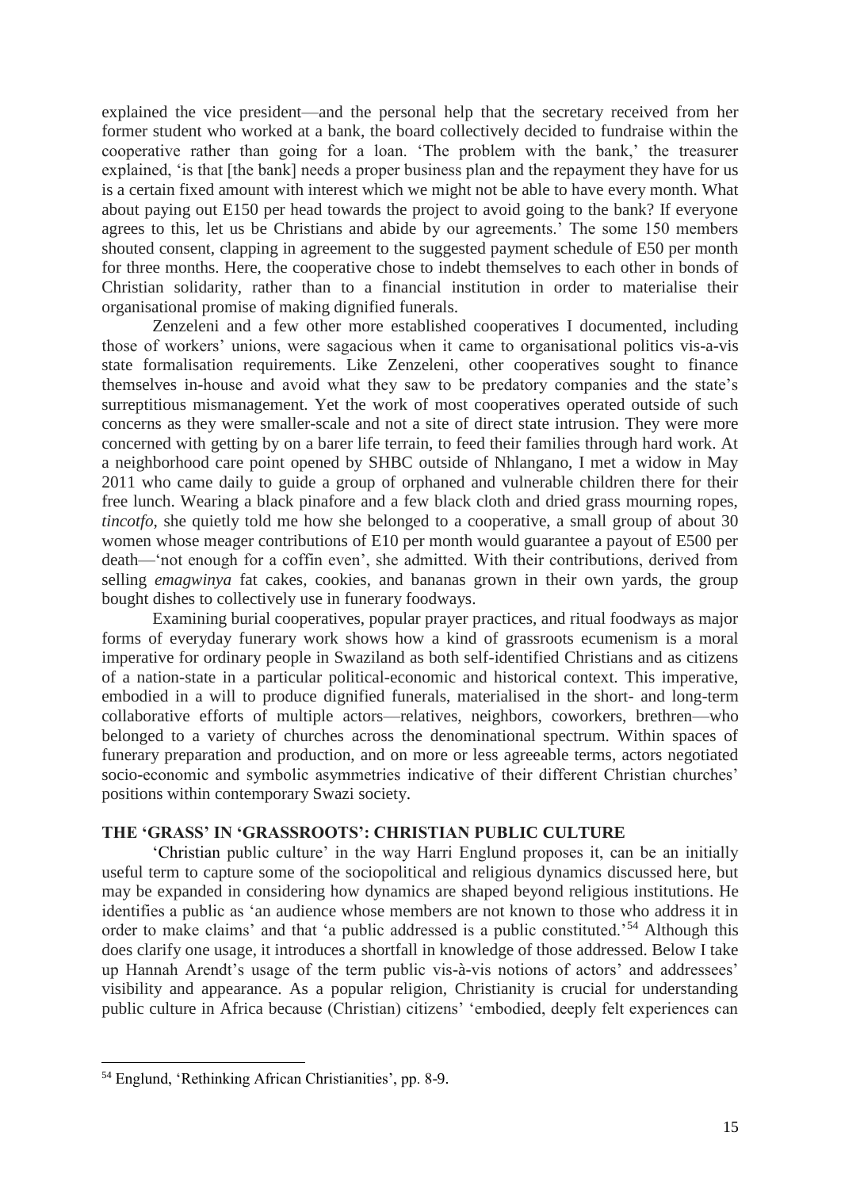explained the vice president—and the personal help that the secretary received from her former student who worked at a bank, the board collectively decided to fundraise within the cooperative rather than going for a loan. 'The problem with the bank,' the treasurer explained, 'is that [the bank] needs a proper business plan and the repayment they have for us is a certain fixed amount with interest which we might not be able to have every month. What about paying out E150 per head towards the project to avoid going to the bank? If everyone agrees to this, let us be Christians and abide by our agreements.' The some 150 members shouted consent, clapping in agreement to the suggested payment schedule of E50 per month for three months. Here, the cooperative chose to indebt themselves to each other in bonds of Christian solidarity, rather than to a financial institution in order to materialise their organisational promise of making dignified funerals.

Zenzeleni and a few other more established cooperatives I documented, including those of workers' unions, were sagacious when it came to organisational politics vis-a-vis state formalisation requirements. Like Zenzeleni, other cooperatives sought to finance themselves in-house and avoid what they saw to be predatory companies and the state's surreptitious mismanagement. Yet the work of most cooperatives operated outside of such concerns as they were smaller-scale and not a site of direct state intrusion. They were more concerned with getting by on a barer life terrain, to feed their families through hard work. At a neighborhood care point opened by SHBC outside of Nhlangano, I met a widow in May 2011 who came daily to guide a group of orphaned and vulnerable children there for their free lunch. Wearing a black pinafore and a few black cloth and dried grass mourning ropes, *tincotfo*, she quietly told me how she belonged to a cooperative, a small group of about 30 women whose meager contributions of E10 per month would guarantee a payout of E500 per death—'not enough for a coffin even', she admitted. With their contributions, derived from selling *emagwinya* fat cakes, cookies, and bananas grown in their own yards, the group bought dishes to collectively use in funerary foodways.

Examining burial cooperatives, popular prayer practices, and ritual foodways as major forms of everyday funerary work shows how a kind of grassroots ecumenism is a moral imperative for ordinary people in Swaziland as both self-identified Christians and as citizens of a nation-state in a particular political-economic and historical context. This imperative, embodied in a will to produce dignified funerals, materialised in the short- and long-term collaborative efforts of multiple actors—relatives, neighbors, coworkers, brethren—who belonged to a variety of churches across the denominational spectrum. Within spaces of funerary preparation and production, and on more or less agreeable terms, actors negotiated socio-economic and symbolic asymmetries indicative of their different Christian churches' positions within contemporary Swazi society.

## THE 'GRASS' IN 'GRASSROOTS': CHRISTIAN PUBLIC CULTURE

'Christian public culture' in the way Harri Englund proposes it, can be an initially useful term to capture some of the sociopolitical and religious dynamics discussed here, but may be expanded in considering how dynamics are shaped beyond religious institutions. He identifies a public as 'an audience whose members are not known to those who address it in order to make claims' and that 'a public addressed is a public constituted.'[54] Although this does clarify one usage, it introduces a shortfall in knowledge of those addressed. Below I take up Hannah Arendt's usage of the term public vis-à-vis notions of actors' and addressees' visibility and appearance. As a popular religion, Christianity is crucial for understanding public culture in Africa because (Christian) citizens' 'embodied, deeply felt experiences can

---

[54] Englund, 'Rethinking African Christianities', pp. 8-9.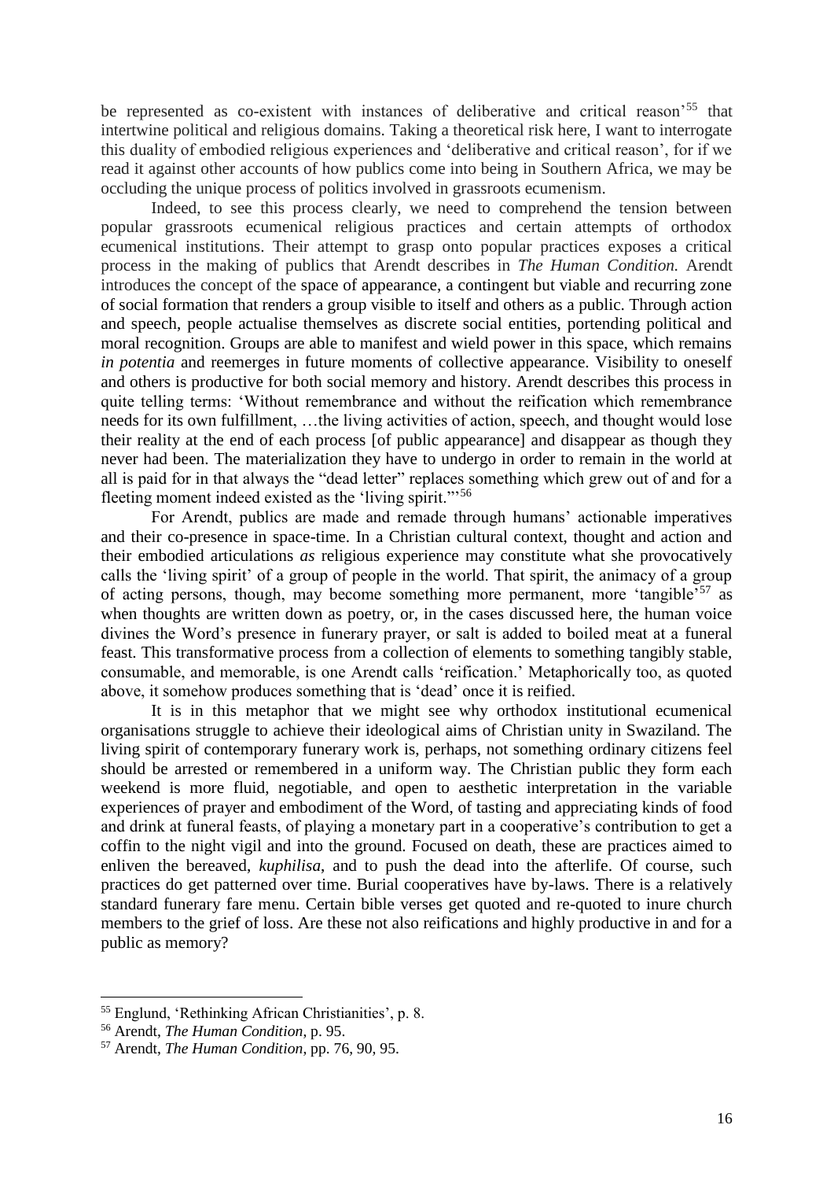be represented as co-existent with instances of deliberative and critical reason'[55] that intertwine political and religious domains. Taking a theoretical risk here, I want to interrogate this duality of embodied religious experiences and 'deliberative and critical reason', for if we read it against other accounts of how publics come into being in Southern Africa, we may be occluding the unique process of politics involved in grassroots ecumenism.

Indeed, to see this process clearly, we need to comprehend the tension between popular grassroots ecumenical religious practices and certain attempts of orthodox ecumenical institutions. Their attempt to grasp onto popular practices exposes a critical process in the making of publics that Arendt describes in *The Human Condition.* Arendt introduces the concept of the space of appearance, a contingent but viable and recurring zone of social formation that renders a group visible to itself and others as a public. Through action and speech, people actualise themselves as discrete social entities, portending political and moral recognition. Groups are able to manifest and wield power in this space, which remains *in potentia* and reemerges in future moments of collective appearance. Visibility to oneself and others is productive for both social memory and history. Arendt describes this process in quite telling terms: 'Without remembrance and without the reification which remembrance needs for its own fulfillment, …the living activities of action, speech, and thought would lose their reality at the end of each process [of public appearance] and disappear as though they never had been. The materialization they have to undergo in order to remain in the world at all is paid for in that always the "dead letter" replaces something which grew out of and for a fleeting moment indeed existed as the 'living spirit."'[56]

For Arendt, publics are made and remade through humans' actionable imperatives and their co-presence in space-time. In a Christian cultural context, thought and action and their embodied articulations *as* religious experience may constitute what she provocatively calls the 'living spirit' of a group of people in the world. That spirit, the animacy of a group of acting persons, though, may become something more permanent, more 'tangible'[57] as when thoughts are written down as poetry, or, in the cases discussed here, the human voice divines the Word's presence in funerary prayer, or salt is added to boiled meat at a funeral feast. This transformative process from a collection of elements to something tangibly stable, consumable, and memorable, is one Arendt calls 'reification.' Metaphorically too, as quoted above, it somehow produces something that is 'dead' once it is reified.

It is in this metaphor that we might see why orthodox institutional ecumenical organisations struggle to achieve their ideological aims of Christian unity in Swaziland. The living spirit of contemporary funerary work is, perhaps, not something ordinary citizens feel should be arrested or remembered in a uniform way. The Christian public they form each weekend is more fluid, negotiable, and open to aesthetic interpretation in the variable experiences of prayer and embodiment of the Word, of tasting and appreciating kinds of food and drink at funeral feasts, of playing a monetary part in a cooperative's contribution to get a coffin to the night vigil and into the ground. Focused on death, these are practices aimed to enliven the bereaved, *kuphilisa*, and to push the dead into the afterlife. Of course, such practices do get patterned over time. Burial cooperatives have by-laws. There is a relatively standard funerary fare menu. Certain bible verses get quoted and re-quoted to inure church members to the grief of loss. Are these not also reifications and highly productive in and for a public as memory?

---

[55] Englund, 'Rethinking African Christianities', p. 8.

[56] Arendt, *The Human Condition*, p. 95.

[57] Arendt, *The Human Condition*, pp. 76, 90, 95.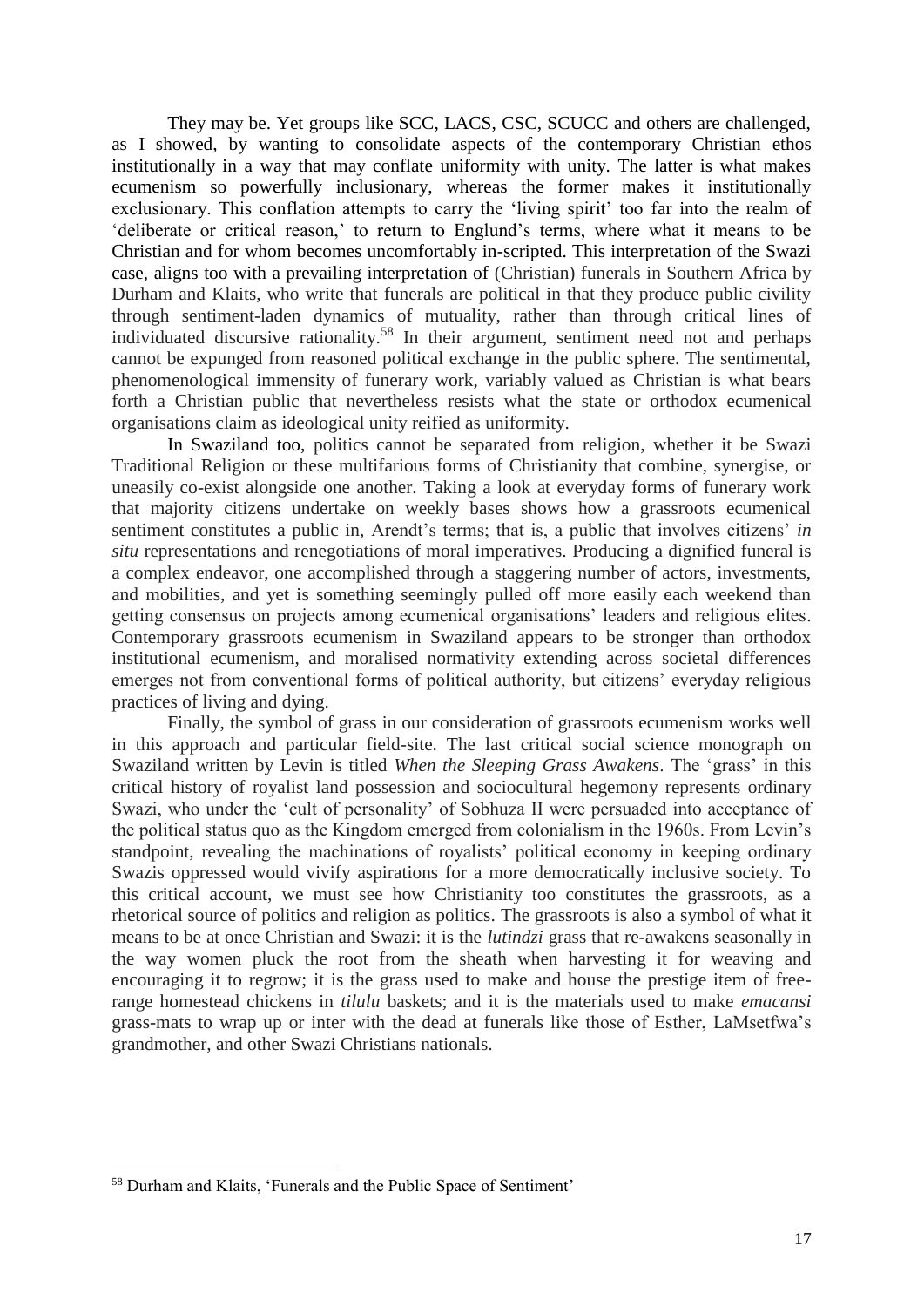They may be. Yet groups like SCC, LACS, CSC, SCUCC and others are challenged, as I showed, by wanting to consolidate aspects of the contemporary Christian ethos institutionally in a way that may conflate uniformity with unity. The latter is what makes ecumenism so powerfully inclusionary, whereas the former makes it institutionally exclusionary. This conflation attempts to carry the 'living spirit' too far into the realm of 'deliberate or critical reason,' to return to Englund's terms, where what it means to be Christian and for whom becomes uncomfortably in-scripted. This interpretation of the Swazi case, aligns too with a prevailing interpretation of (Christian) funerals in Southern Africa by Durham and Klaits, who write that funerals are political in that they produce public civility through sentiment-laden dynamics of mutuality, rather than through critical lines of individuated discursive rationality.[58] In their argument, sentiment need not and perhaps cannot be expunged from reasoned political exchange in the public sphere. The sentimental, phenomenological immensity of funerary work, variably valued as Christian is what bears forth a Christian public that nevertheless resists what the state or orthodox ecumenical organisations claim as ideological unity reified as uniformity.

In Swaziland too, politics cannot be separated from religion, whether it be Swazi Traditional Religion or these multifarious forms of Christianity that combine, synergise, or uneasily co-exist alongside one another. Taking a look at everyday forms of funerary work that majority citizens undertake on weekly bases shows how a grassroots ecumenical sentiment constitutes a public in, Arendt's terms; that is, a public that involves citizens' *in situ* representations and renegotiations of moral imperatives. Producing a dignified funeral is a complex endeavor, one accomplished through a staggering number of actors, investments, and mobilities, and yet is something seemingly pulled off more easily each weekend than getting consensus on projects among ecumenical organisations' leaders and religious elites. Contemporary grassroots ecumenism in Swaziland appears to be stronger than orthodox institutional ecumenism, and moralised normativity extending across societal differences emerges not from conventional forms of political authority, but citizens' everyday religious practices of living and dying.

Finally, the symbol of grass in our consideration of grassroots ecumenism works well in this approach and particular field-site. The last critical social science monograph on Swaziland written by Levin is titled *When the Sleeping Grass Awakens*. The 'grass' in this critical history of royalist land possession and sociocultural hegemony represents ordinary Swazi, who under the 'cult of personality' of Sobhuza II were persuaded into acceptance of the political status quo as the Kingdom emerged from colonialism in the 1960s. From Levin's standpoint, revealing the machinations of royalists' political economy in keeping ordinary Swazis oppressed would vivify aspirations for a more democratically inclusive society. To this critical account, we must see how Christianity too constitutes the grassroots, as a rhetorical source of politics and religion as politics. The grassroots is also a symbol of what it means to be at once Christian and Swazi: it is the *lutindzi* grass that re-awakens seasonally in the way women pluck the root from the sheath when harvesting it for weaving and encouraging it to regrow; it is the grass used to make and house the prestige item of free-range homestead chickens in *tilulu* baskets; and it is the materials used to make *emacansi* grass-mats to wrap up or inter with the dead at funerals like those of Esther, LaMsetfwa's grandmother, and other Swazi Christians nationals.

[58] Durham and Klaits, 'Funerals and the Public Space of Sentiment'